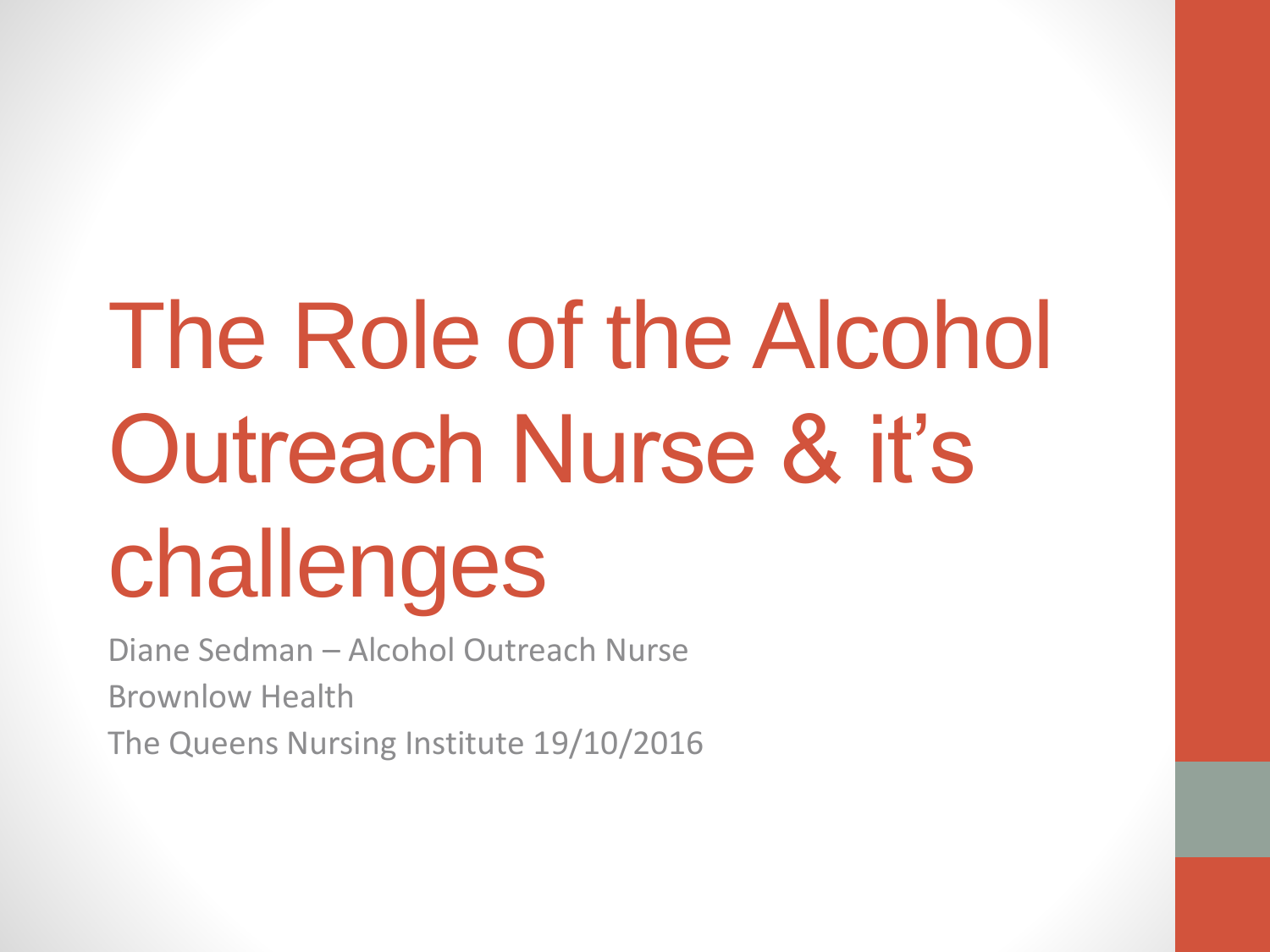# The Role of the Alcohol Outreach Nurse & it's challenges

Diane Sedman – Alcohol Outreach Nurse

Brownlow Health

The Queens Nursing Institute 19/10/2016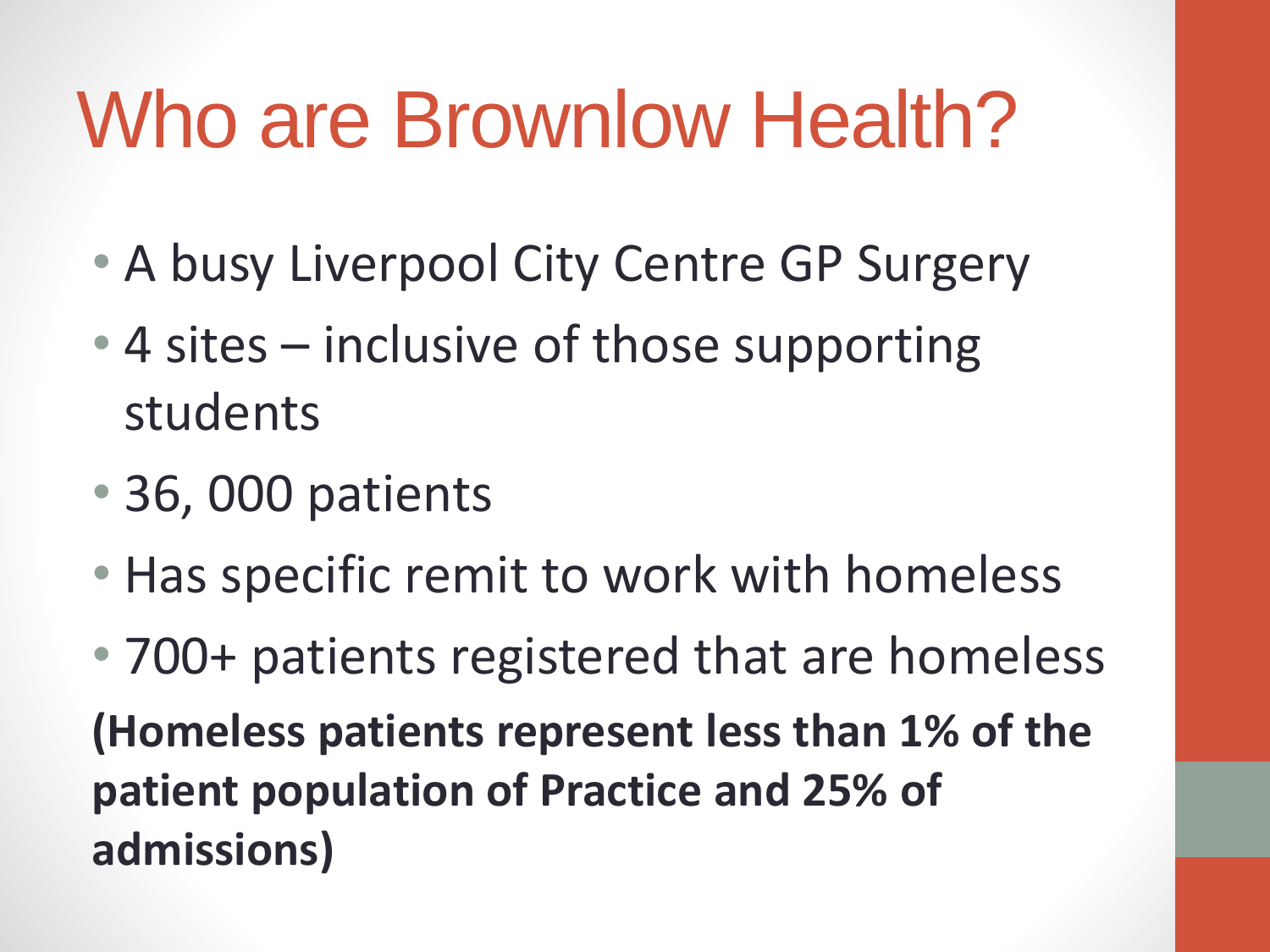# Who are Brownlow Health?

- A busy Liverpool City Centre GP Surgery
- 4 sites – inclusive of those supporting students
- 36, 000 patients
- Has specific remit to work with homeless
- 700+ patients registered that are homeless

**(Homeless patients represent less than 1% of the patient population of Practice and 25% of admissions)**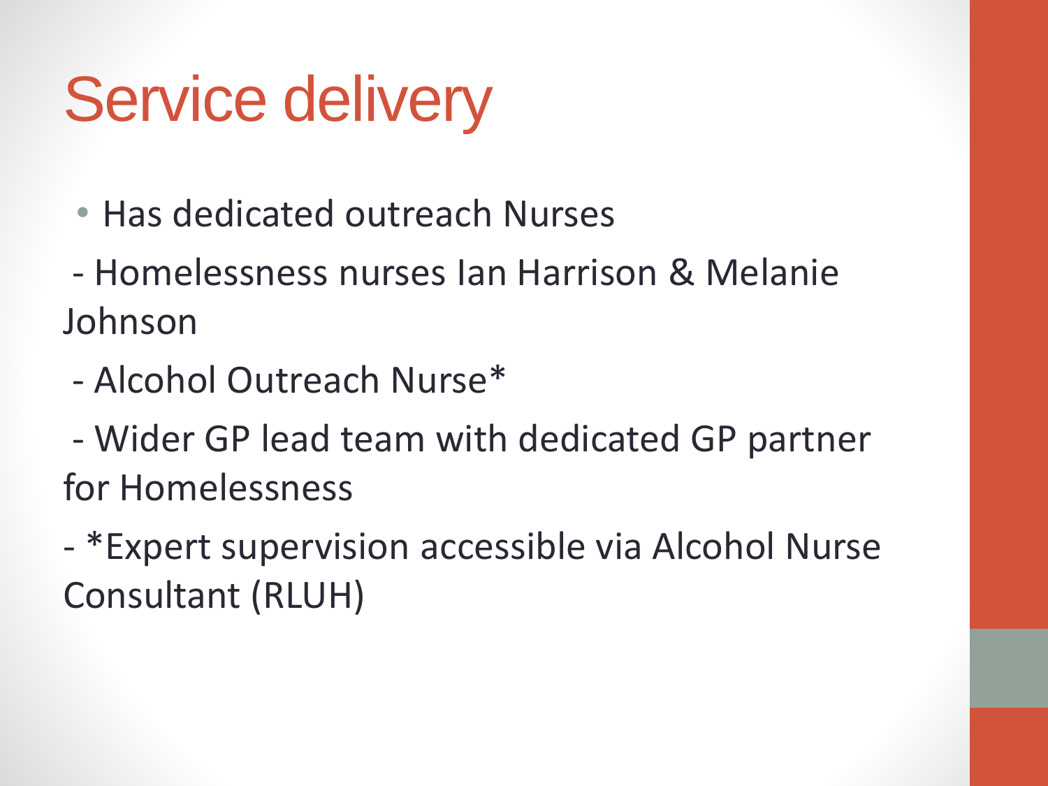# Service delivery

- Has dedicated outreach Nurses

- Homelessness nurses Ian Harrison & Melanie Johnson

- Alcohol Outreach Nurse*

- Wider GP lead team with dedicated GP partner for Homelessness

- *Expert supervision accessible via Alcohol Nurse Consultant (RLUH)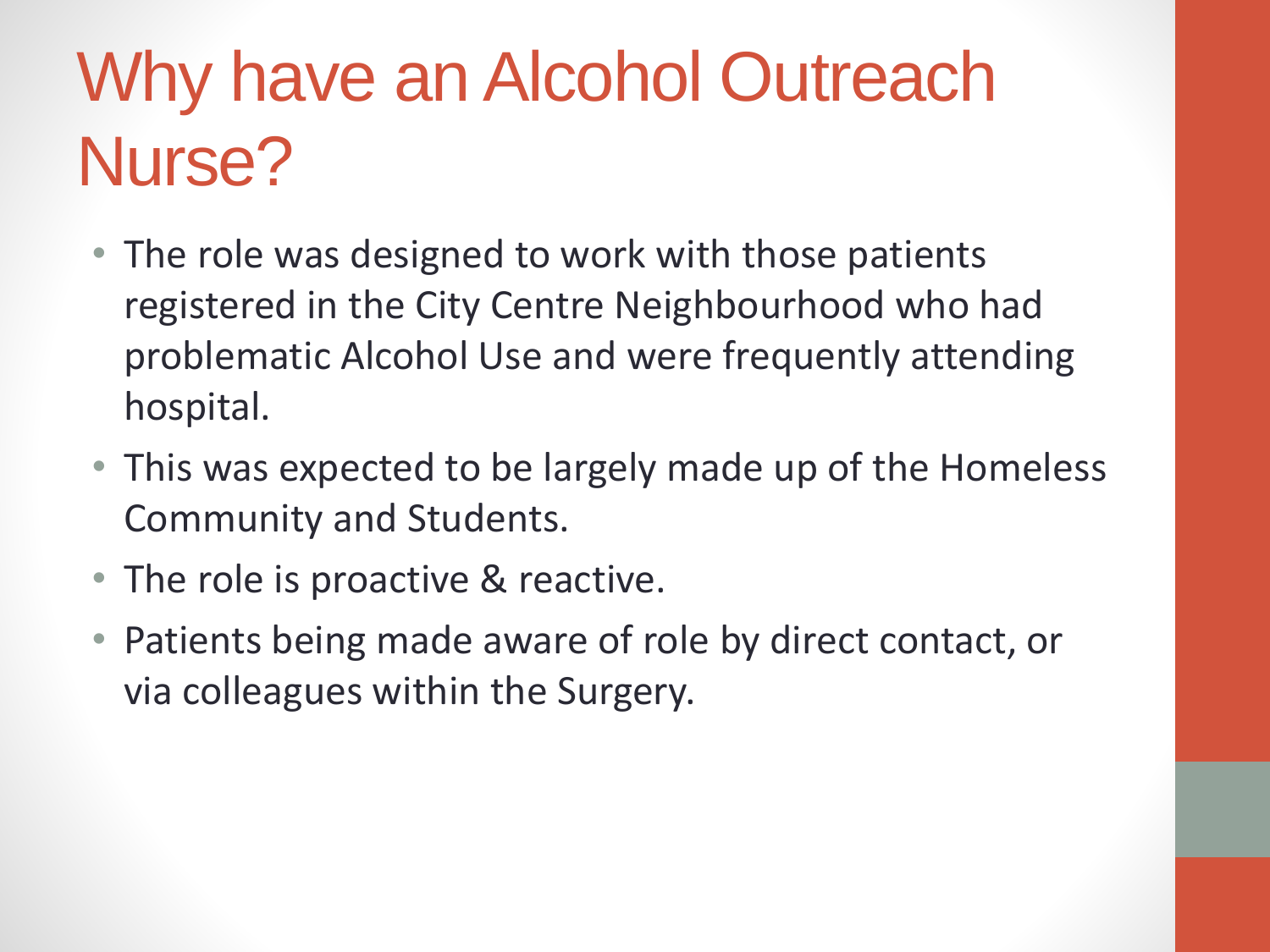# Why have an Alcohol Outreach Nurse?

- The role was designed to work with those patients registered in the City Centre Neighbourhood who had problematic Alcohol Use and were frequently attending hospital.
- This was expected to be largely made up of the Homeless Community and Students.
- The role is proactive & reactive.
- Patients being made aware of role by direct contact, or via colleagues within the Surgery.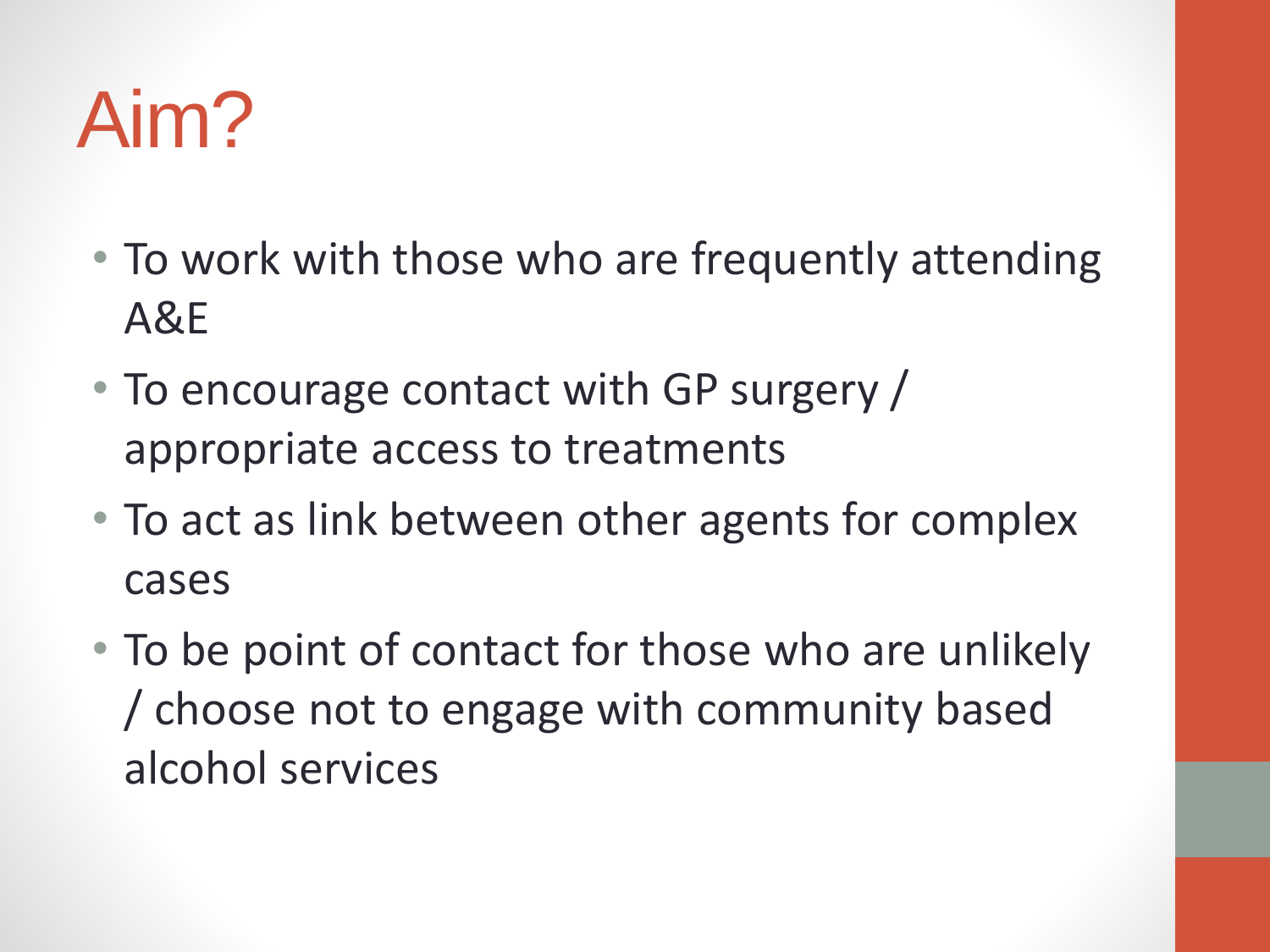# Aim?

- To work with those who are frequently attending A&E
- To encourage contact with GP surgery / appropriate access to treatments
- To act as link between other agents for complex cases
- To be point of contact for those who are unlikely / choose not to engage with community based alcohol services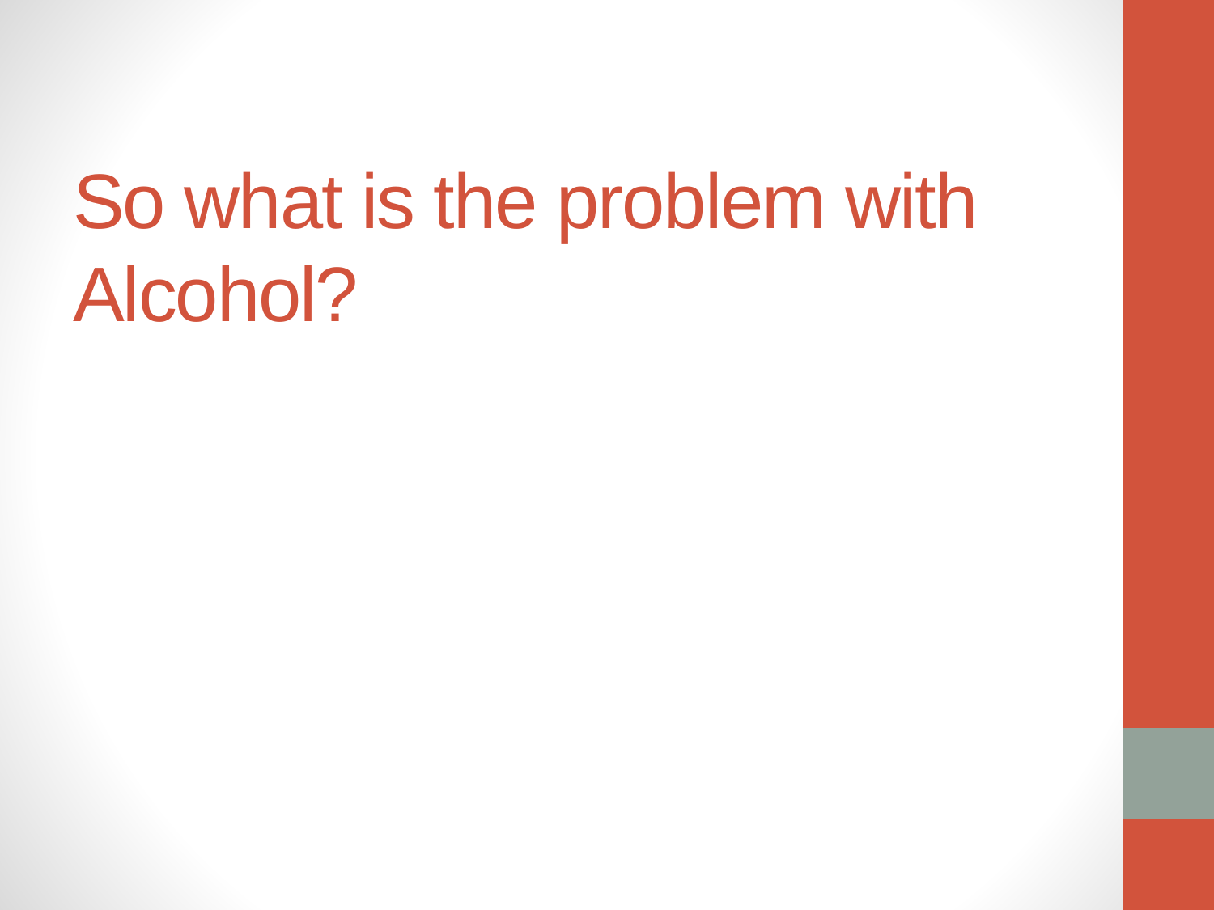# So what is the problem with Alcohol?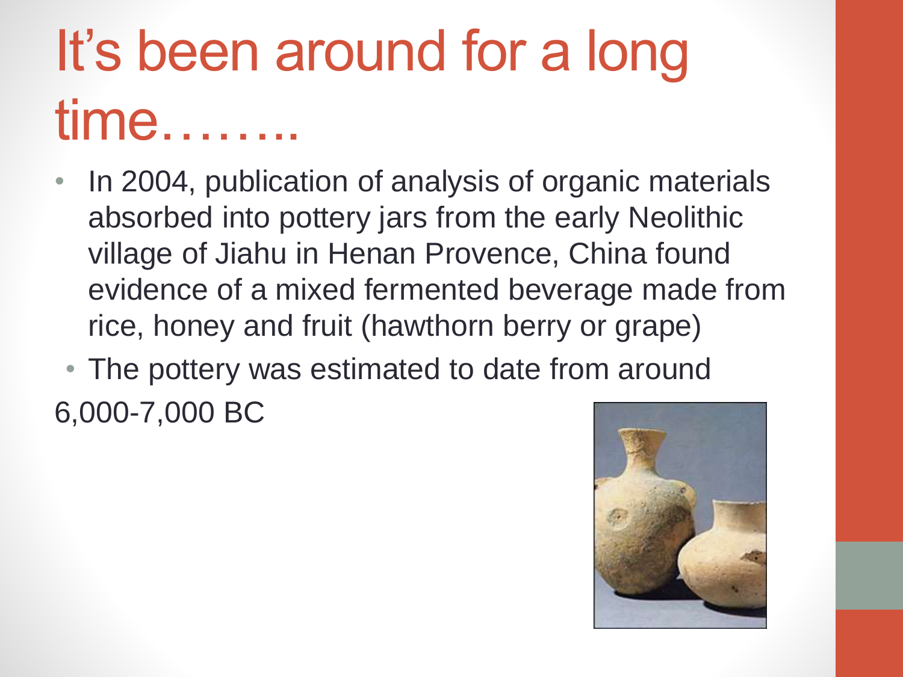# It's been around for a long time……..

- In 2004, publication of analysis of organic materials absorbed into pottery jars from the early Neolithic village of Jiahu in Henan Provence, China found evidence of a mixed fermented beverage made from rice, honey and fruit (hawthorn berry or grape)
- The pottery was estimated to date from around

6,000-7,000 BC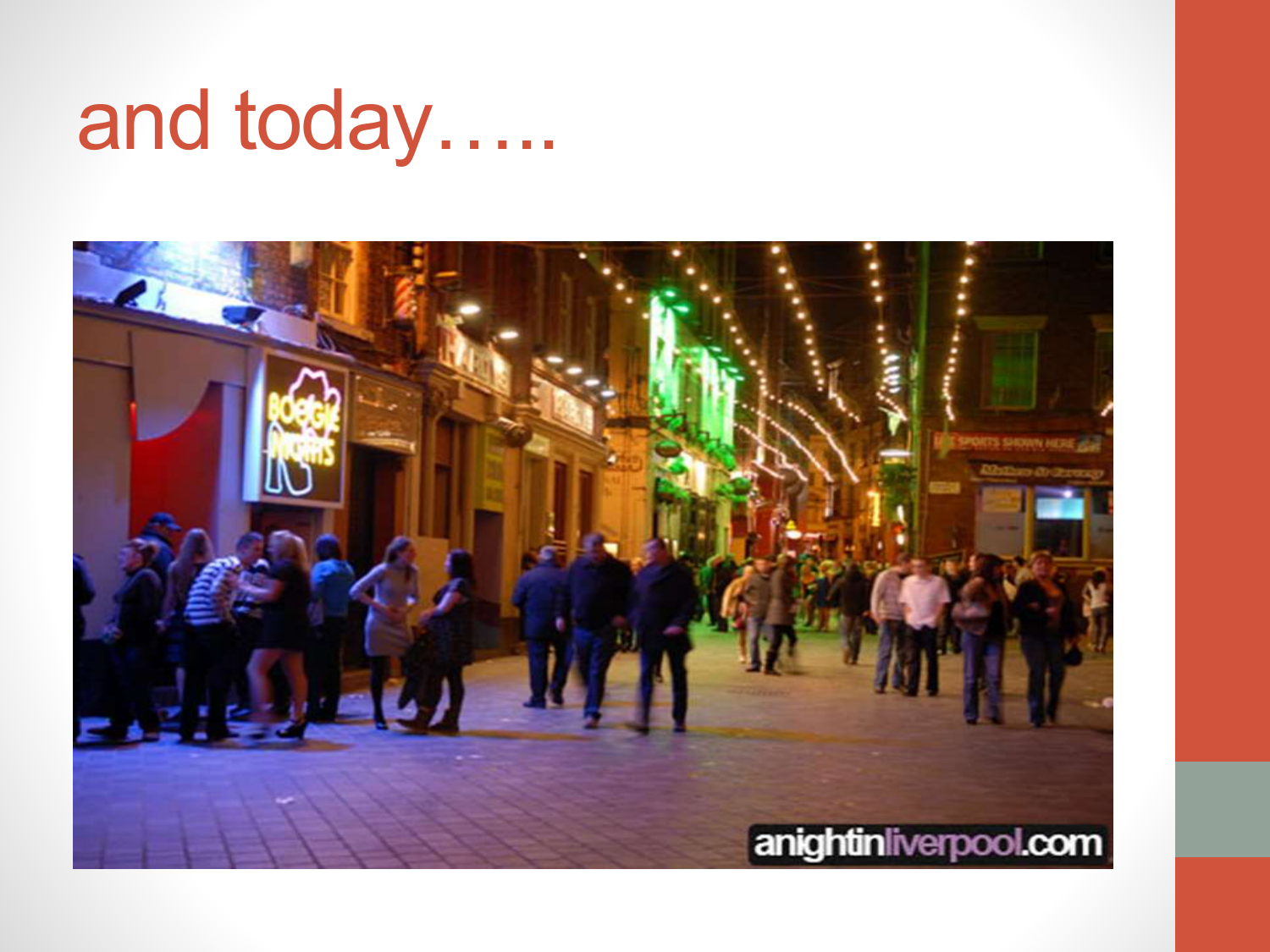# and today…..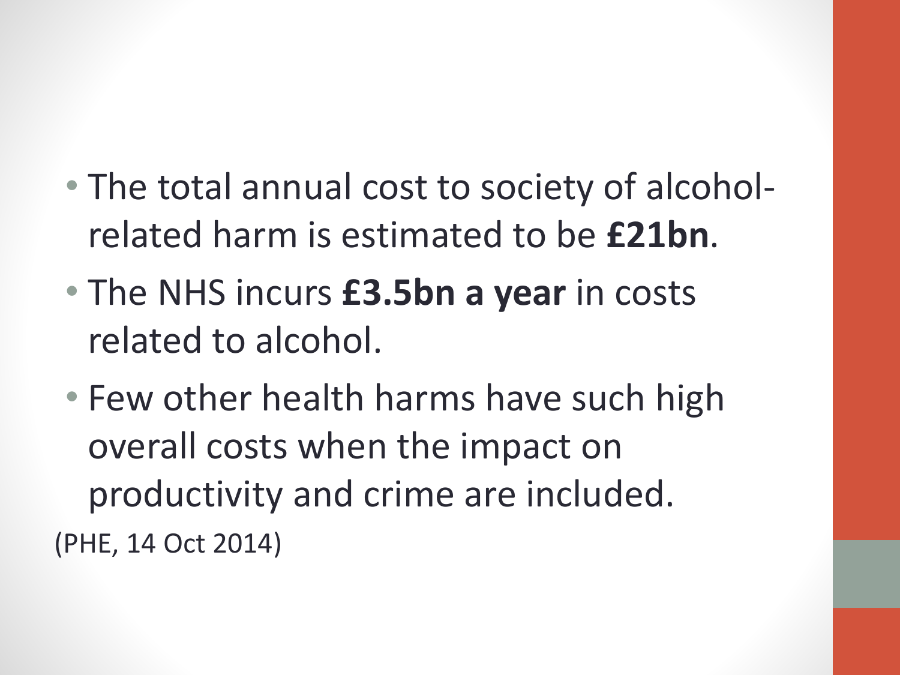- The total annual cost to society of alcohol-related harm is estimated to be **£21bn**.
- The NHS incurs **£3.5bn a year** in costs related to alcohol.
- Few other health harms have such high overall costs when the impact on productivity and crime are included.

(PHE, 14 Oct 2014)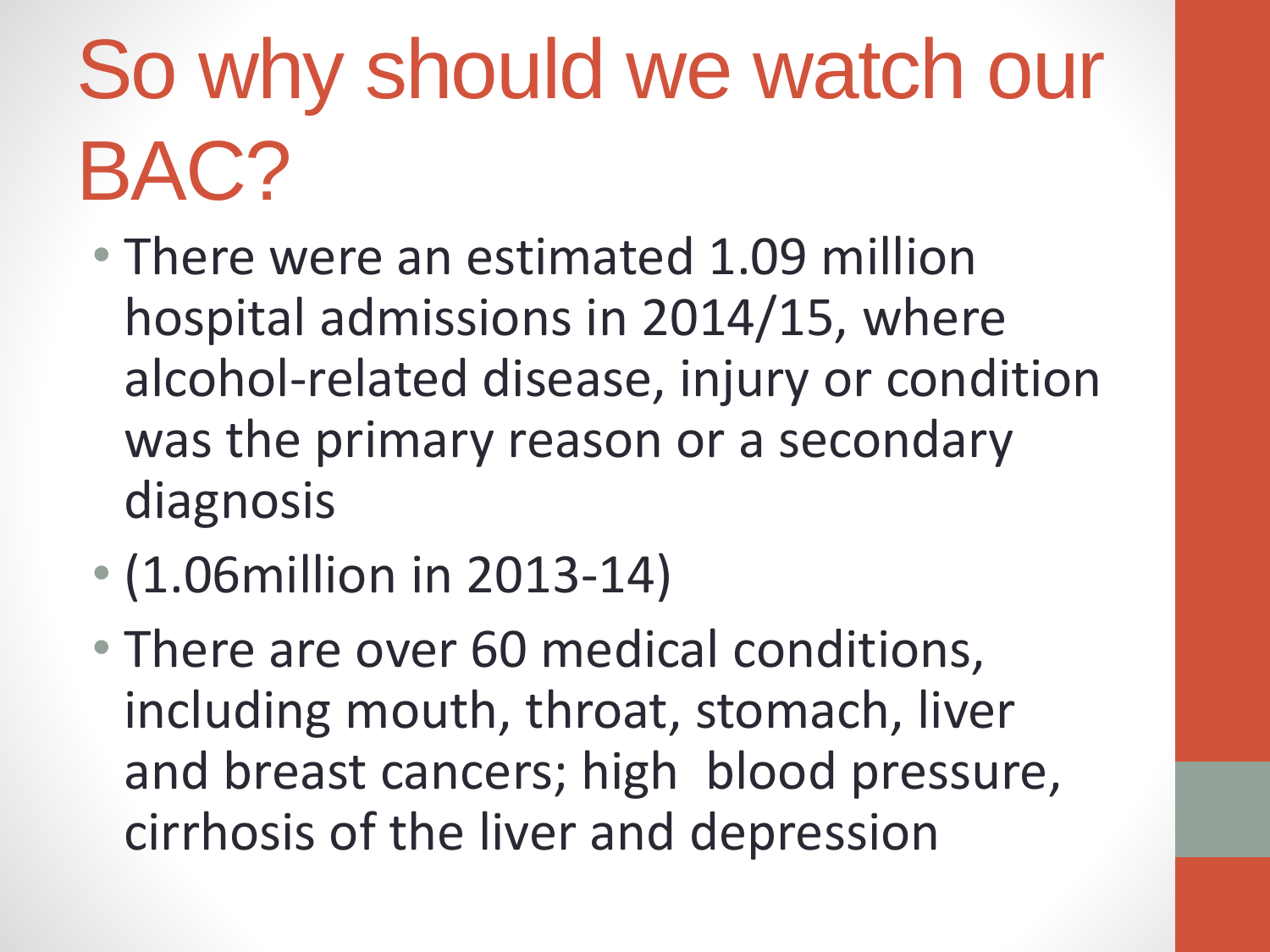# So why should we watch our BAC?

- There were an estimated 1.09 million hospital admissions in 2014/15, where alcohol-related disease, injury or condition was the primary reason or a secondary diagnosis
- (1.06million in 2013-14)
- There are over 60 medical conditions, including mouth, throat, stomach, liver and breast cancers; high blood pressure, cirrhosis of the liver and depression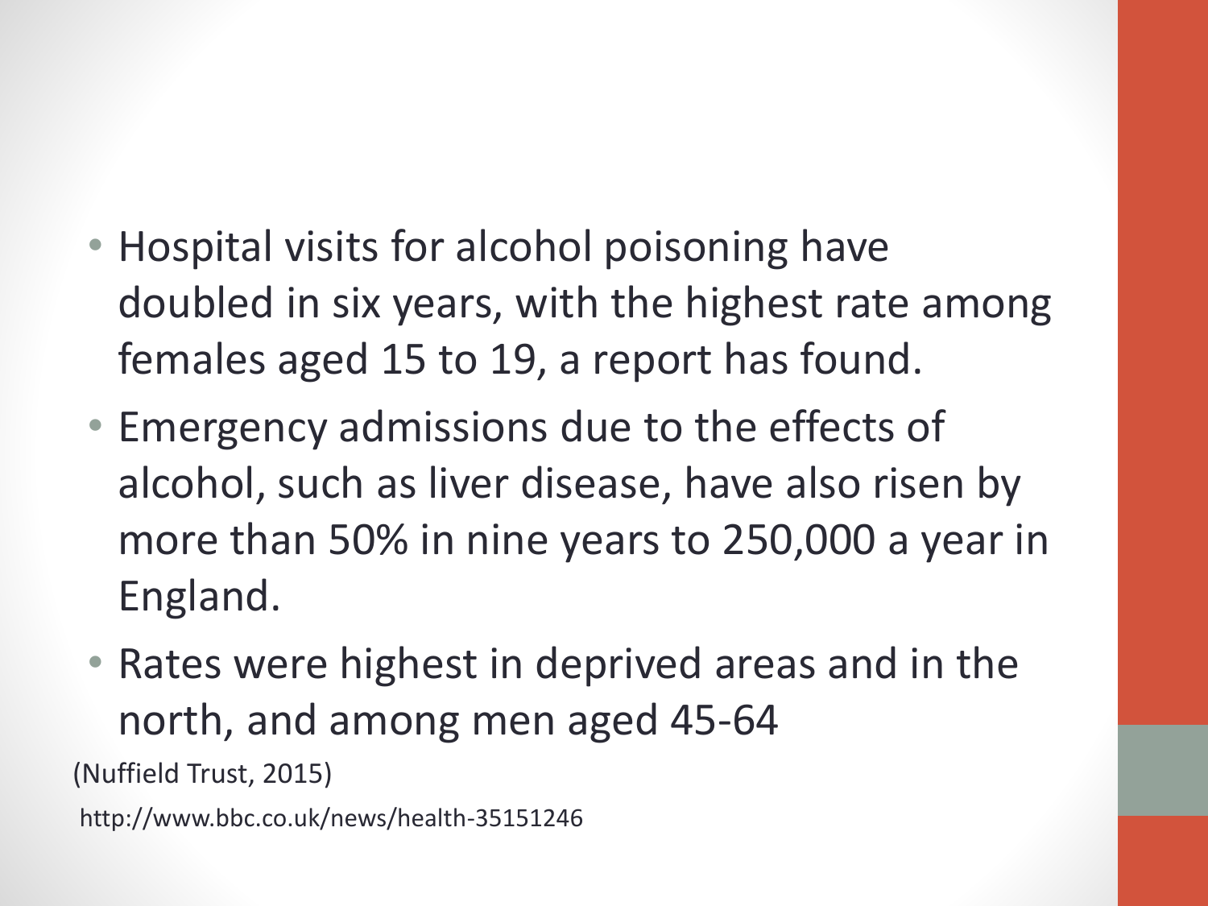- Hospital visits for alcohol poisoning have doubled in six years, with the highest rate among females aged 15 to 19, a report has found.
- Emergency admissions due to the effects of alcohol, such as liver disease, have also risen by more than 50% in nine years to 250,000 a year in England.
- Rates were highest in deprived areas and in the north, and among men aged 45-64

(Nuffield Trust, 2015)

http://www.bbc.co.uk/news/health-35151246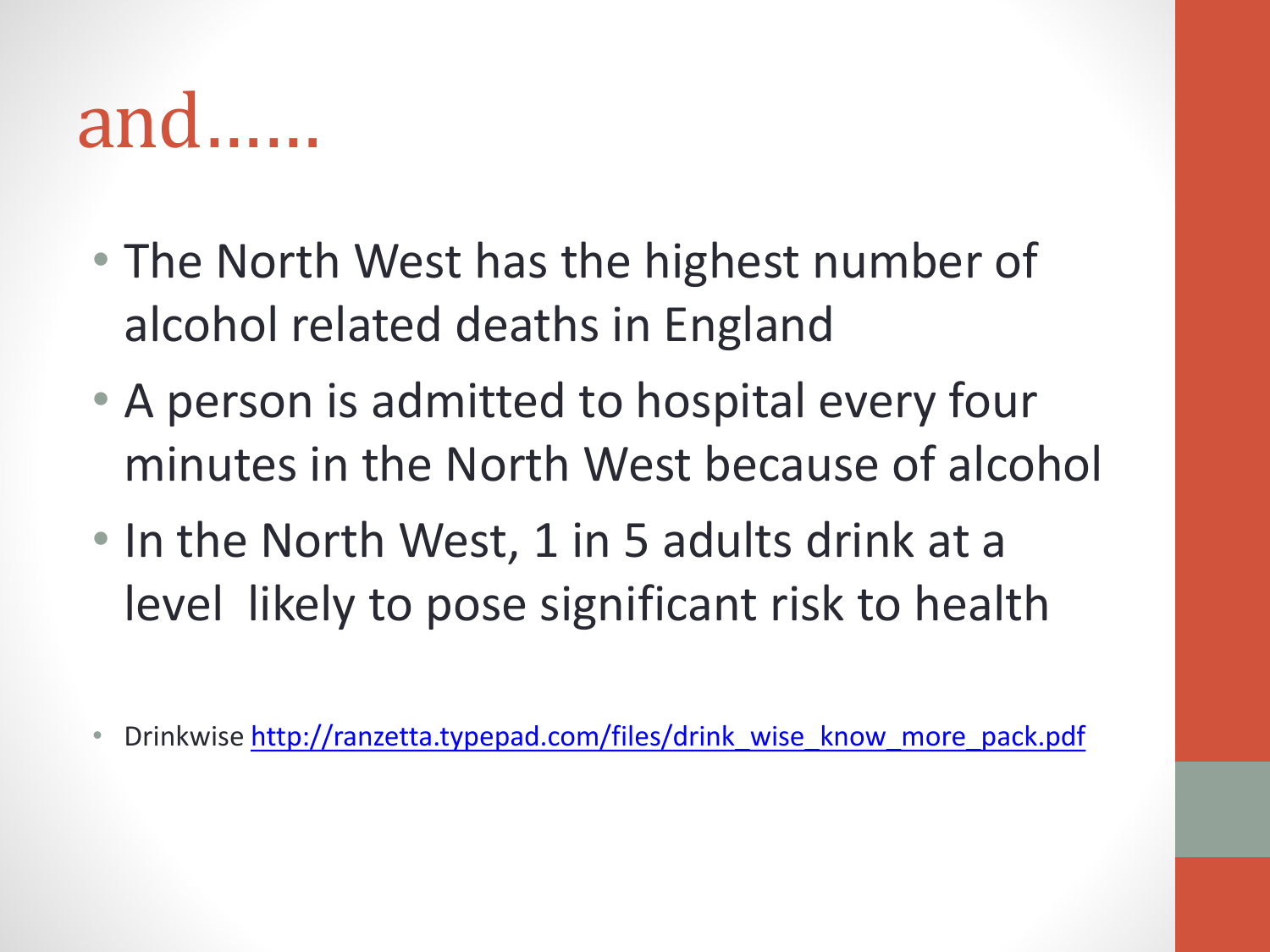# and……

- The North West has the highest number of alcohol related deaths in England
- A person is admitted to hospital every four minutes in the North West because of alcohol
- In the North West, 1 in 5 adults drink at a level likely to pose significant risk to health

- Drinkwise http://ranzetta.typepad.com/files/drink_wise_know_more_pack.pdf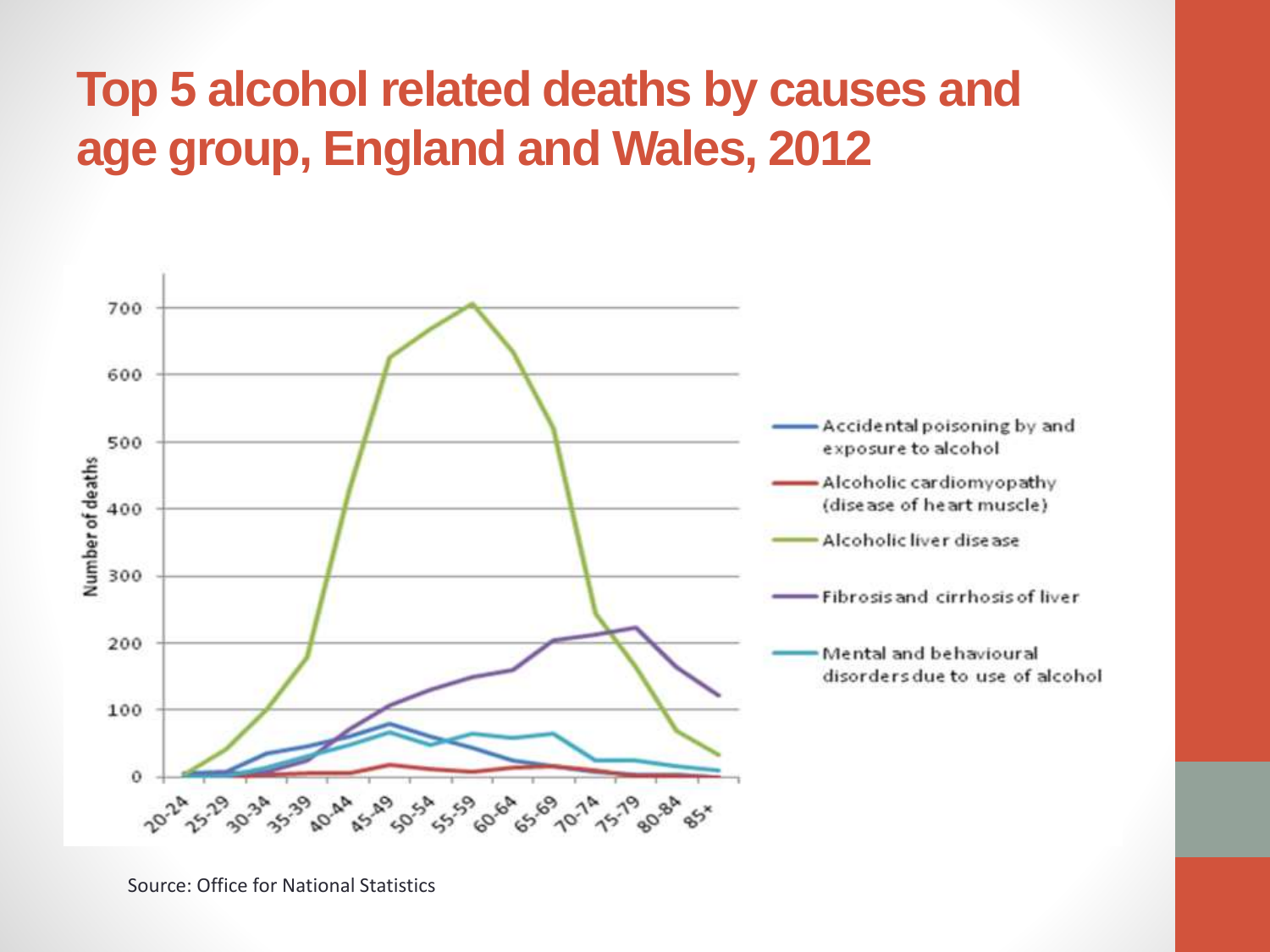# Top 5 alcohol related deaths by causes and age group, England and Wales, 2012

Source: Office for National Statistics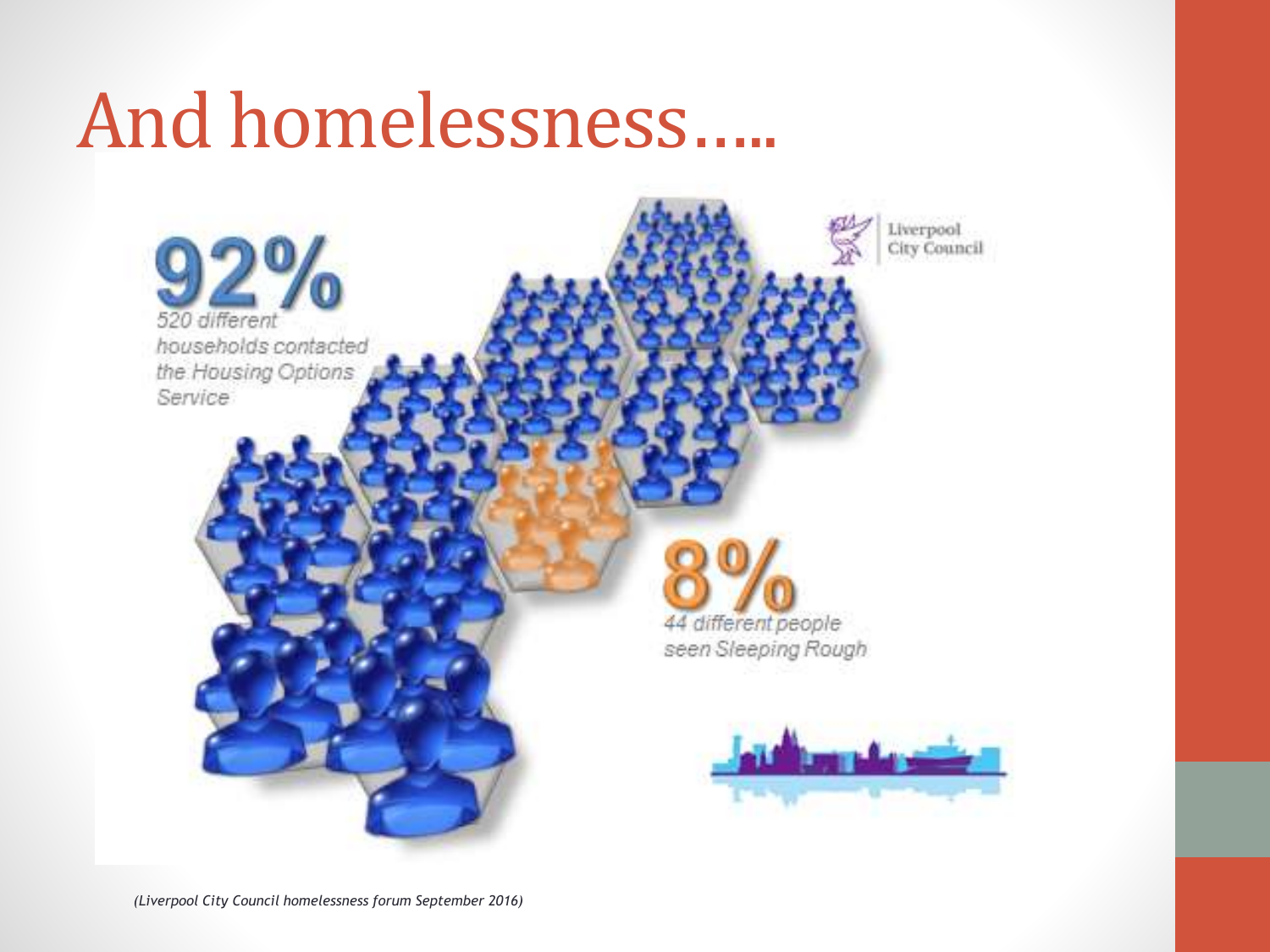# And homelessness…..

**92%**

520 different households contacted the Housing Options Service

**8%**

44 different people seen Sleeping Rough

Liverpool City Council

*(Liverpool City Council homelessness forum September 2016)*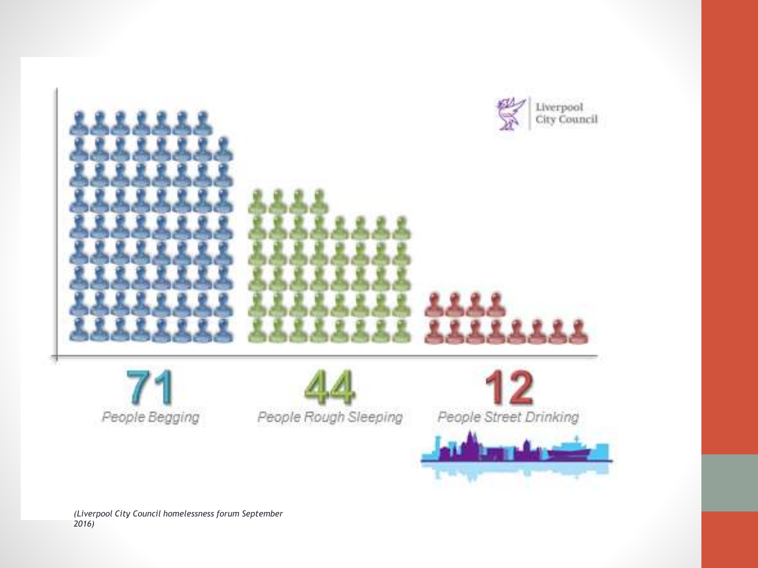Liverpool City Council

71

People Begging

44

People Rough Sleeping

12

People Street Drinking

*(Liverpool City Council homelessness forum September 2016)*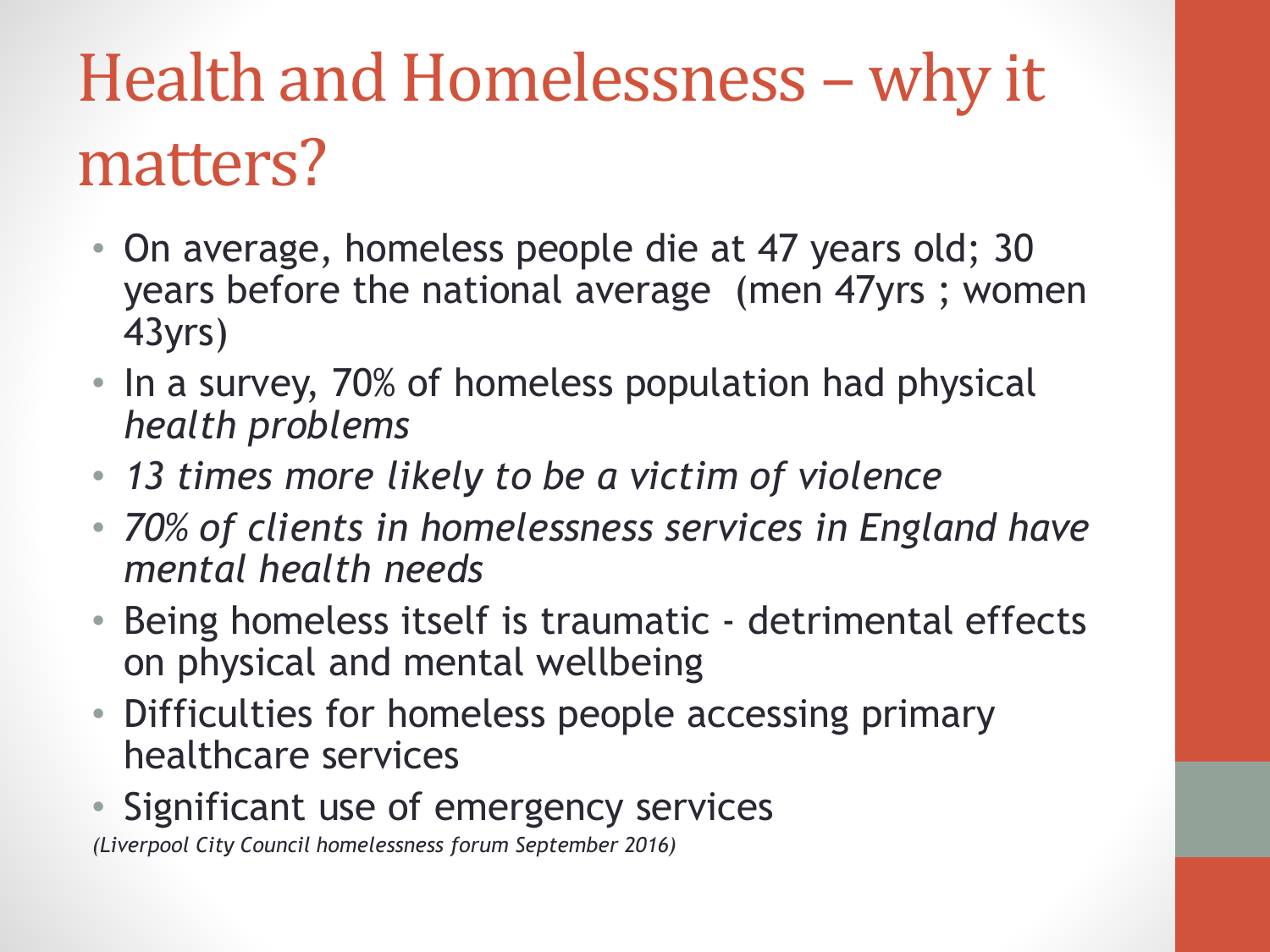# Health and Homelessness – why it matters?

- On average, homeless people die at 47 years old; 30 years before the national average (men 47yrs ; women 43yrs)
- In a survey, 70% of homeless population had physical *health problems*
- *13 times more likely to be a victim of violence*
- *70% of clients in homelessness services in England have mental health needs*
- Being homeless itself is traumatic - detrimental effects on physical and mental wellbeing
- Difficulties for homeless people accessing primary healthcare services
- Significant use of emergency services

*(Liverpool City Council homelessness forum September 2016)*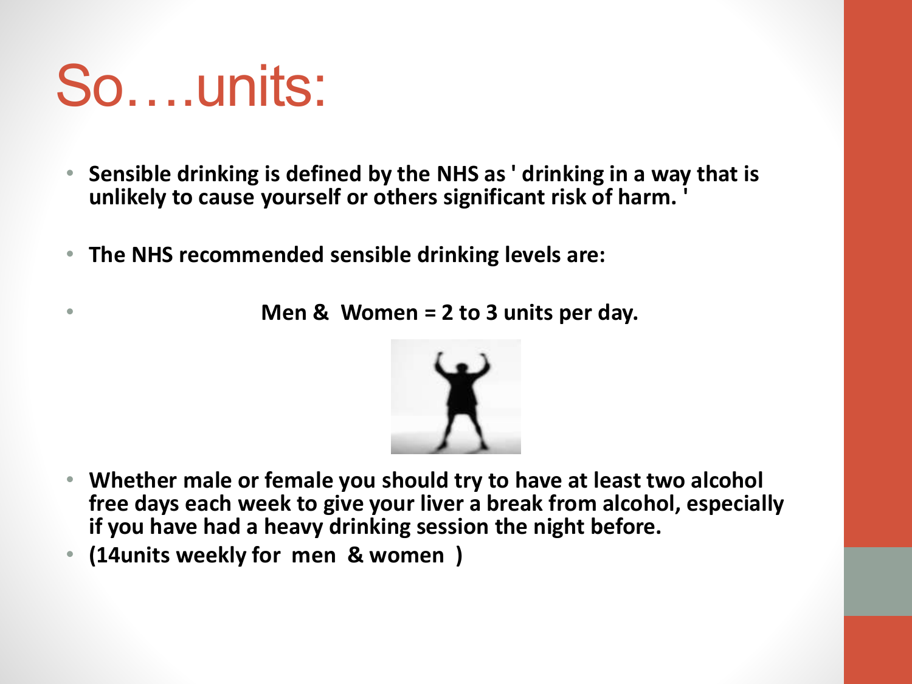# So….units:

- **Sensible drinking is defined by the NHS as ' drinking in a way that is unlikely to cause yourself or others significant risk of harm. '**
- **The NHS recommended sensible drinking levels are:**
- **Men & Women = 2 to 3 units per day.**
- **Whether male or female you should try to have at least two alcohol free days each week to give your liver a break from alcohol, especially if you have had a heavy drinking session the night before.**
- **(14units weekly for men & women )**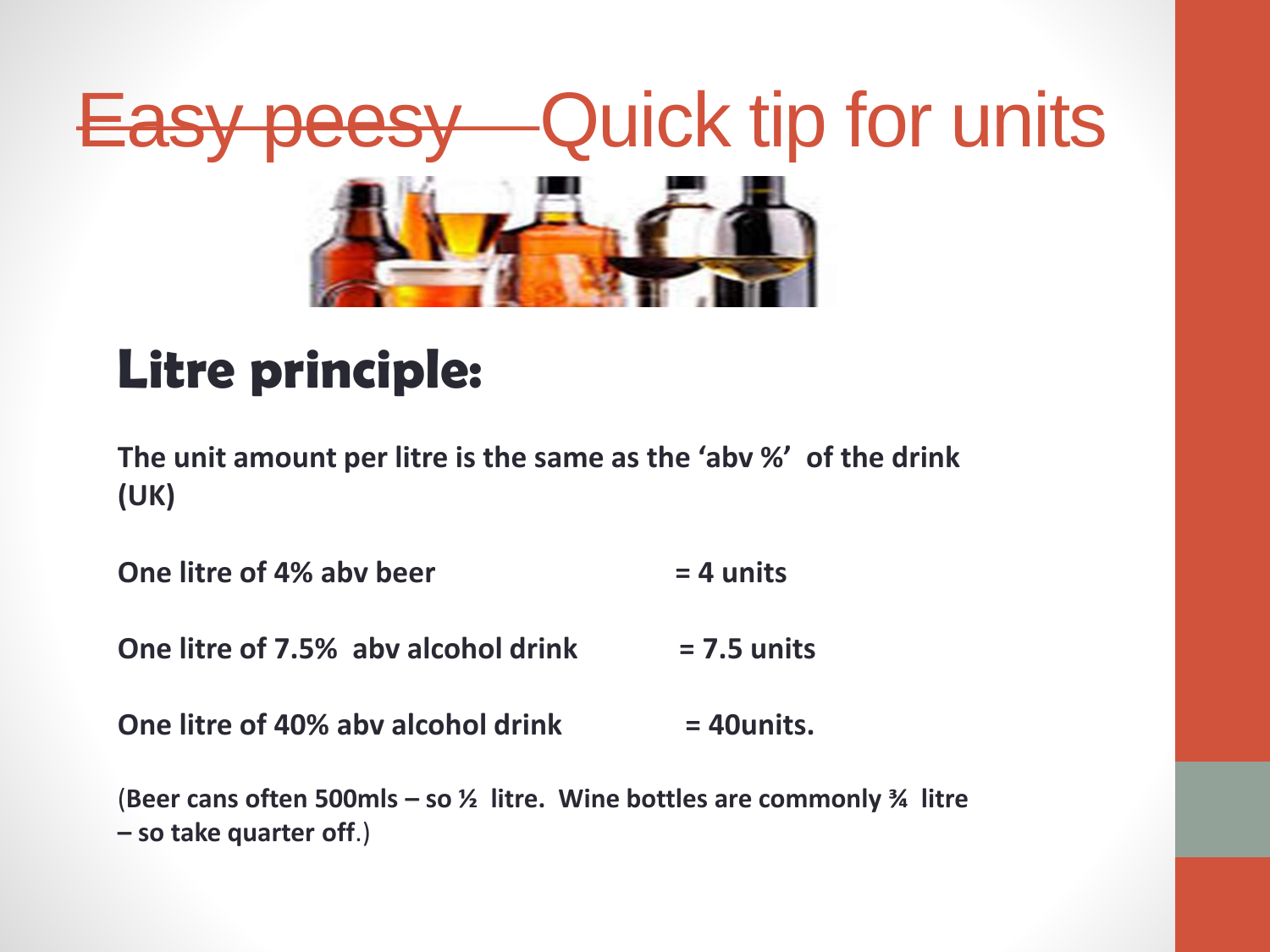# ~~Easy peesy~~ Quick tip for units

## Litre principle:

**The unit amount per litre is the same as the 'abv %' of the drink (UK)**

**One litre of 4% abv beer = 4 units**

**One litre of 7.5% abv alcohol drink = 7.5 units**

**One litre of 40% abv alcohol drink = 40units.**

(**Beer cans often 500mls – so ½ litre. Wine bottles are commonly ¾ litre – so take quarter off**.)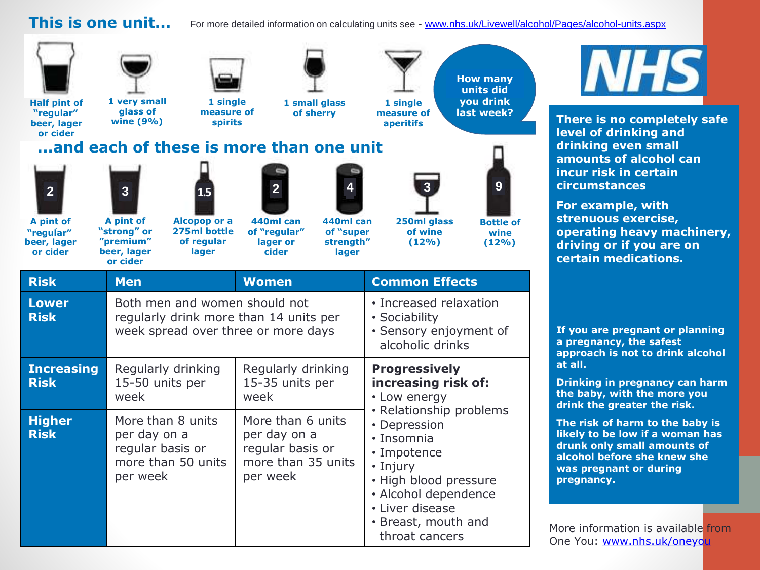## This is one unit...

For more detailed information on calculating units see - www.nhs.uk/Livewell/alcohol/Pages/alcohol-units.aspx

- Half pint of "regular" beer, lager or cider
- 1 very small glass of wine (9%)
- 1 single measure of spirits
- 1 small glass of sherry
- 1 single measure of aperitifs

How many units did you drink last week?

## ...and each of these is more than one unit

- 2 — A pint of "regular" beer, lager or cider
- 3 — A pint of "strong" or "premium" beer, lager or cider
- 1.5 — Alcopop or a 275ml bottle of regular lager
- 2 — 440ml can of "regular" lager or cider
- 4 — 440ml can of "super strength" lager
- 3 — 250ml glass of wine (12%)
- 9 — Bottle of wine (12%)

| Risk | Men | Women | Common Effects |
|---|---|---|---|
| **Lower Risk** | Both men and women should not regularly drink more than 14 units per week spread over three or more days | | • Increased relaxation<br>• Sociability<br>• Sensory enjoyment of alcoholic drinks |
| **Increasing Risk** | Regularly drinking 15-50 units per week | Regularly drinking 15-35 units per week | **Progressively increasing risk of:**<br>• Low energy<br>• Relationship problems<br>• Depression<br>• Insomnia<br>• Impotence<br>• Injury<br>• High blood pressure<br>• Alcohol dependence<br>• Liver disease<br>• Breast, mouth and throat cancers |
| **Higher Risk** | More than 8 units per day on a regular basis or more than 50 units per week | More than 6 units per day on a regular basis or more than 35 units per week | |

NHS

**There is no completely safe level of drinking and drinking even small amounts of alcohol can incur risk in certain circumstances**

**For example, with strenuous exercise, operating heavy machinery, driving or if you are on certain medications.**

**If you are pregnant or planning a pregnancy, the safest approach is not to drink alcohol at all.**

**Drinking in pregnancy can harm the baby, with the more you drink the greater the risk.**

**The risk of harm to the baby is likely to be low if a woman has drunk only small amounts of alcohol before she knew she was pregnant or during pregnancy.**

More information is available from One You: www.nhs.uk/oneyou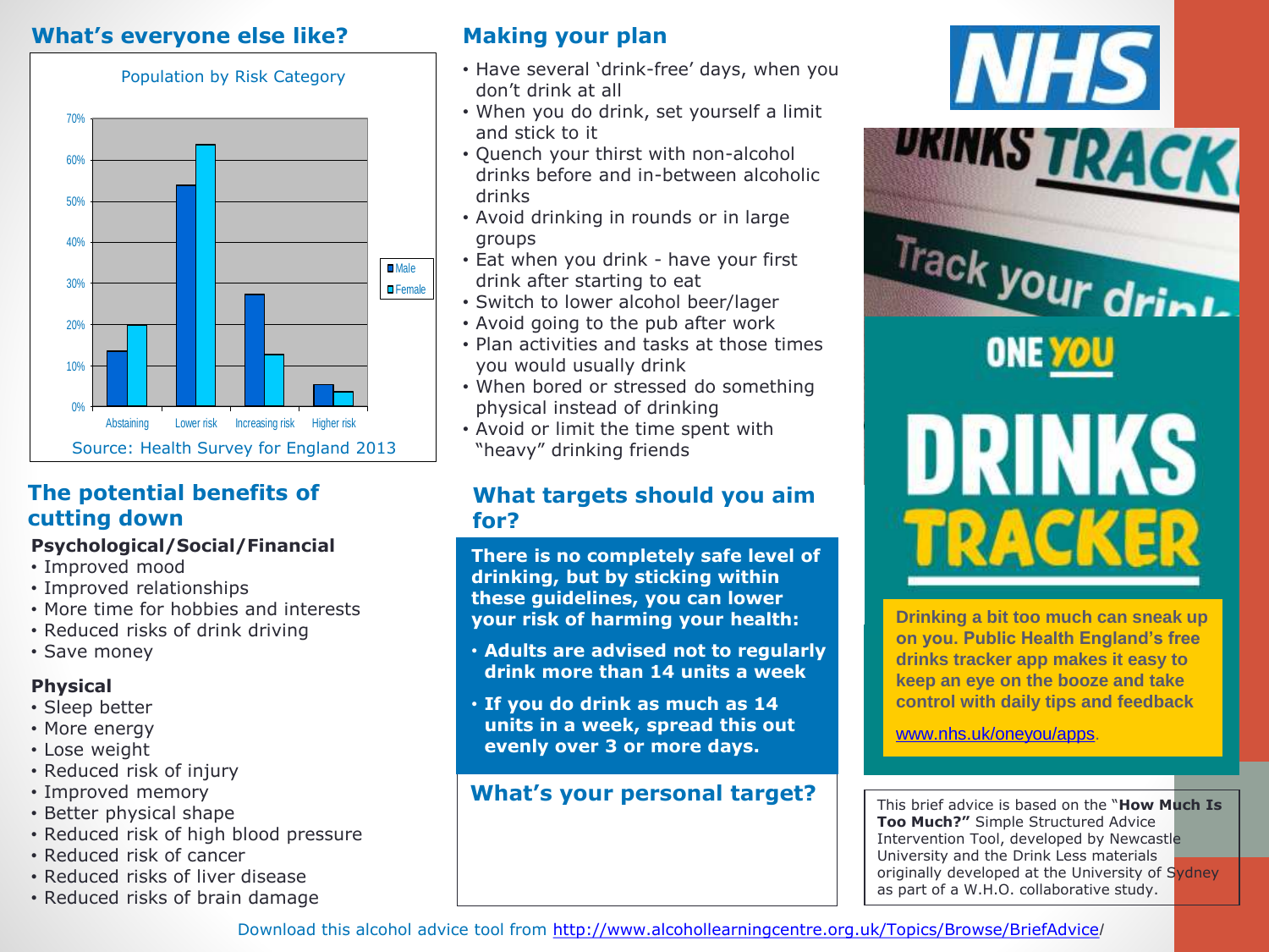## What's everyone else like?

Population by Risk Category

| | Abstaining | Lower risk | Increasing risk | Higher risk |
|---|---|---|---|---|
| Male | 13% | 54% | 27% | 5% |
| Female | 20% | 64% | 12% | 3% |

Source: Health Survey for England 2013

## The potential benefits of cutting down

**Psychological/Social/Financial**

- Improved mood
- Improved relationships
- More time for hobbies and interests
- Reduced risks of drink driving
- Save money

**Physical**

- Sleep better
- More energy
- Lose weight
- Reduced risk of injury
- Improved memory
- Better physical shape
- Reduced risk of high blood pressure
- Reduced risk of cancer
- Reduced risks of liver disease
- Reduced risks of brain damage

## Making your plan

- Have several 'drink-free' days, when you don't drink at all
- When you do drink, set yourself a limit and stick to it
- Quench your thirst with non-alcohol drinks before and in-between alcoholic drinks
- Avoid drinking in rounds or in large groups
- Eat when you drink - have your first drink after starting to eat
- Switch to lower alcohol beer/lager
- Avoid going to the pub after work
- Plan activities and tasks at those times you would usually drink
- When bored or stressed do something physical instead of drinking
- Avoid or limit the time spent with "heavy" drinking friends

## What targets should you aim for?

**There is no completely safe level of drinking, but by sticking within these guidelines, you can lower your risk of harming your health:**

- **Adults are advised not to regularly drink more than 14 units a week**
- **If you do drink as much as 14 units in a week, spread this out evenly over 3 or more days.**

## What's your personal target?

NHS

DRINKS TRACKER

Track your drink

ONE YOU

DRINKS TRACKER

**Drinking a bit too much can sneak up on you. Public Health England's free drinks tracker app makes it easy to keep an eye on the booze and take control with daily tips and feedback**

www.nhs.uk/oneyou/apps.

This brief advice is based on the "**How Much Is Too Much?"** Simple Structured Advice Intervention Tool, developed by Newcastle University and the Drink Less materials originally developed at the University of Sydney as part of a W.H.O. collaborative study.

Download this alcohol advice tool from http://www.alcohollearningcentre.org.uk/Topics/Browse/BriefAdvice/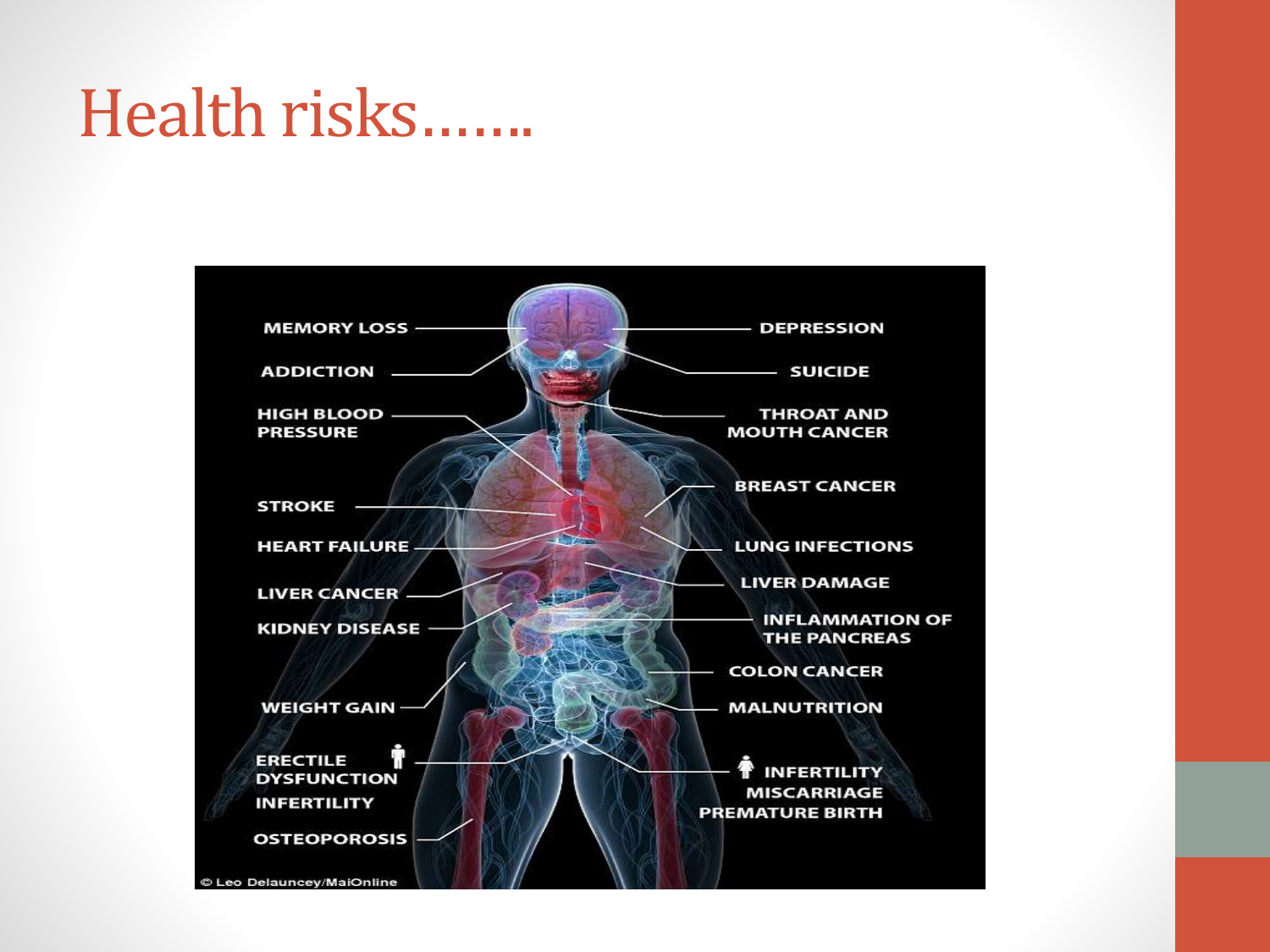# Health risks…….

- MEMORY LOSS
- ADDICTION
- HIGH BLOOD PRESSURE
- STROKE
- HEART FAILURE
- LIVER CANCER
- KIDNEY DISEASE
- WEIGHT GAIN
- ERECTILE DYSFUNCTION
- INFERTILITY
- OSTEOPOROSIS
- DEPRESSION
- SUICIDE
- THROAT AND MOUTH CANCER
- BREAST CANCER
- LUNG INFECTIONS
- LIVER DAMAGE
- INFLAMMATION OF THE PANCREAS
- COLON CANCER
- MALNUTRITION
- INFERTILITY
- MISCARRIAGE
- PREMATURE BIRTH

© Leo Delauncey/MailOnline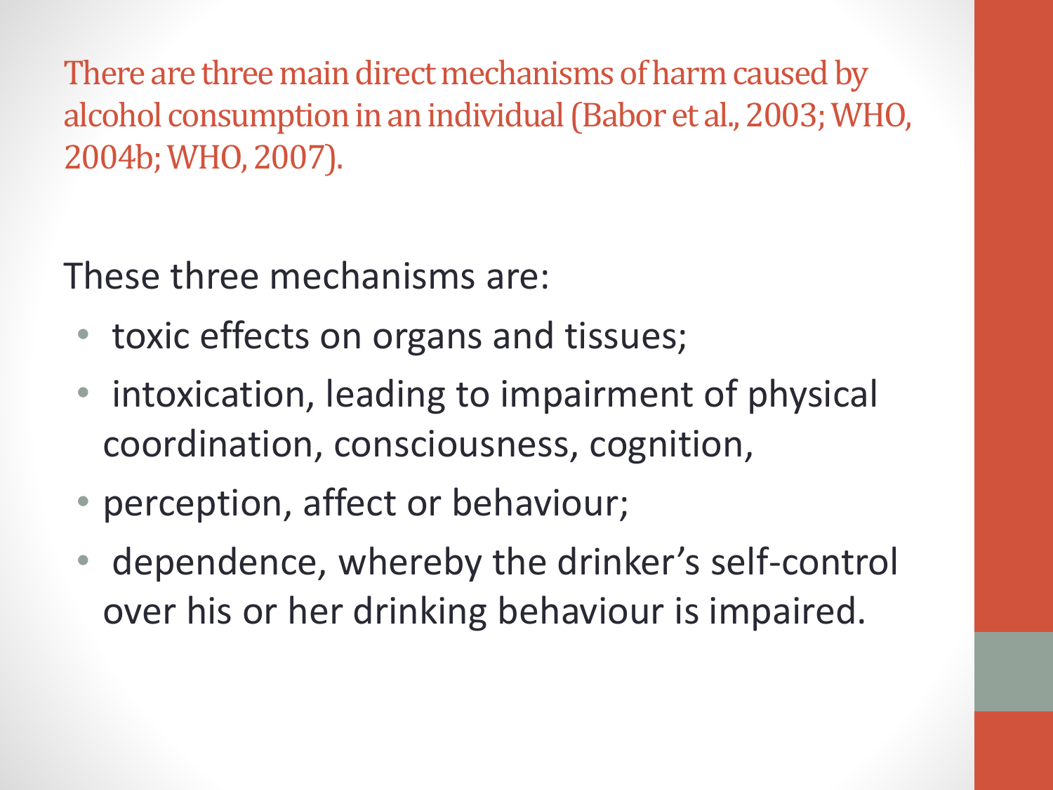## There are three main direct mechanisms of harm caused by alcohol consumption in an individual (Babor et al., 2003; WHO, 2004b; WHO, 2007).

These three mechanisms are:

- toxic effects on organs and tissues;
- intoxication, leading to impairment of physical coordination, consciousness, cognition,
- perception, affect or behaviour;
- dependence, whereby the drinker's self-control over his or her drinking behaviour is impaired.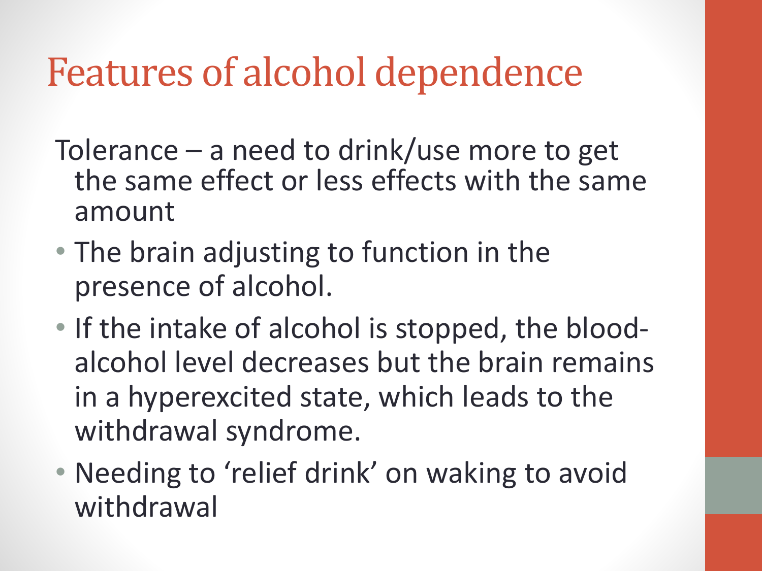# Features of alcohol dependence

Tolerance – a need to drink/use more to get the same effect or less effects with the same amount

- The brain adjusting to function in the presence of alcohol.
- If the intake of alcohol is stopped, the blood-alcohol level decreases but the brain remains in a hyperexcited state, which leads to the withdrawal syndrome.
- Needing to 'relief drink' on waking to avoid withdrawal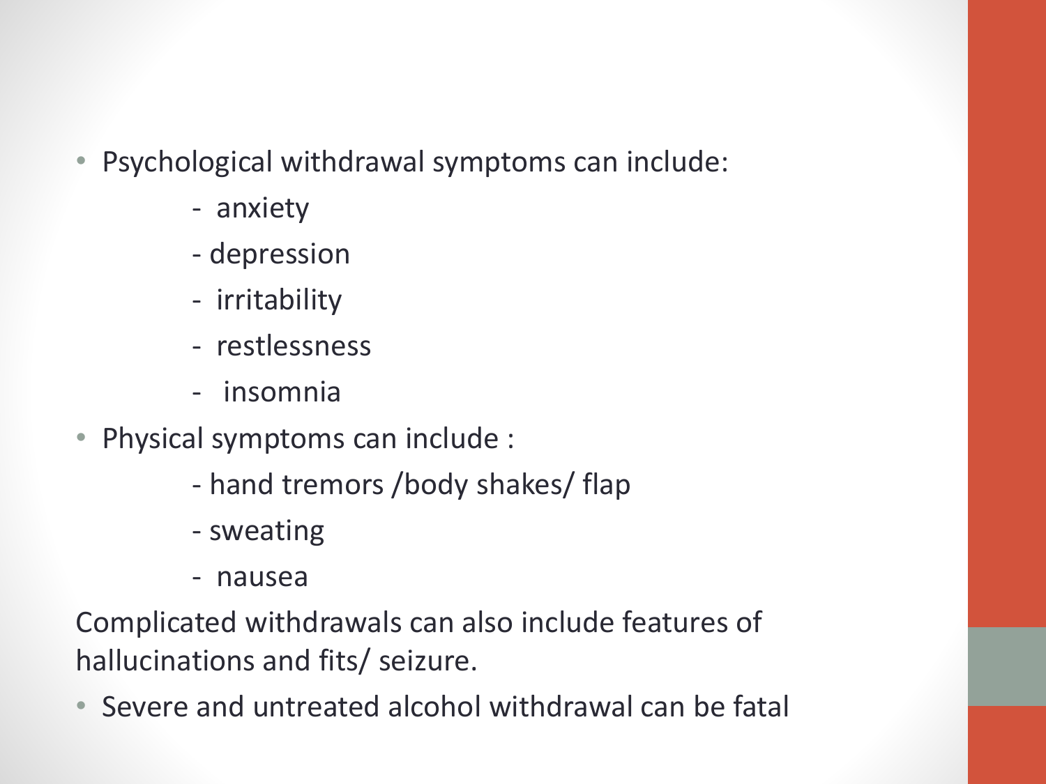- Psychological withdrawal symptoms can include:
  - anxiety
  - depression
  - irritability
  - restlessness
  - insomnia
- Physical symptoms can include :
  - hand tremors /body shakes/ flap
  - sweating
  - nausea

Complicated withdrawals can also include features of hallucinations and fits/ seizure.

- Severe and untreated alcohol withdrawal can be fatal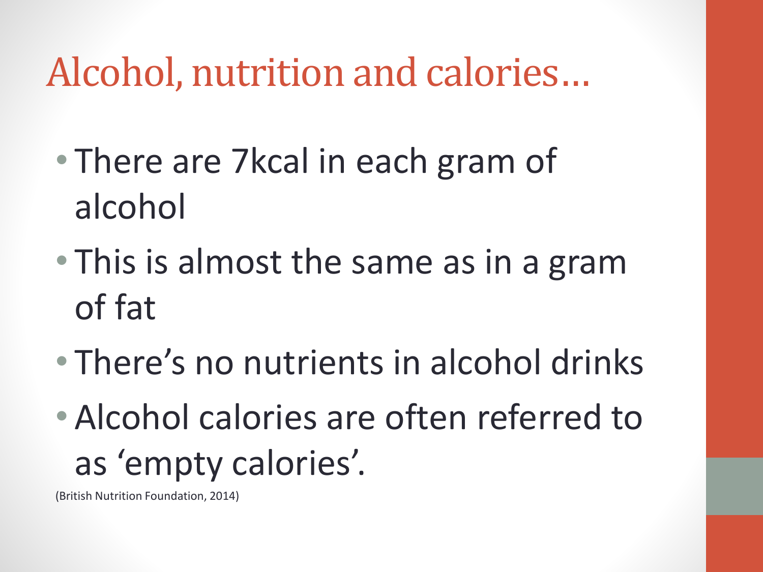# Alcohol, nutrition and calories…

- There are 7kcal in each gram of alcohol
- This is almost the same as in a gram of fat
- There's no nutrients in alcohol drinks
- Alcohol calories are often referred to as 'empty calories'.

(British Nutrition Foundation, 2014)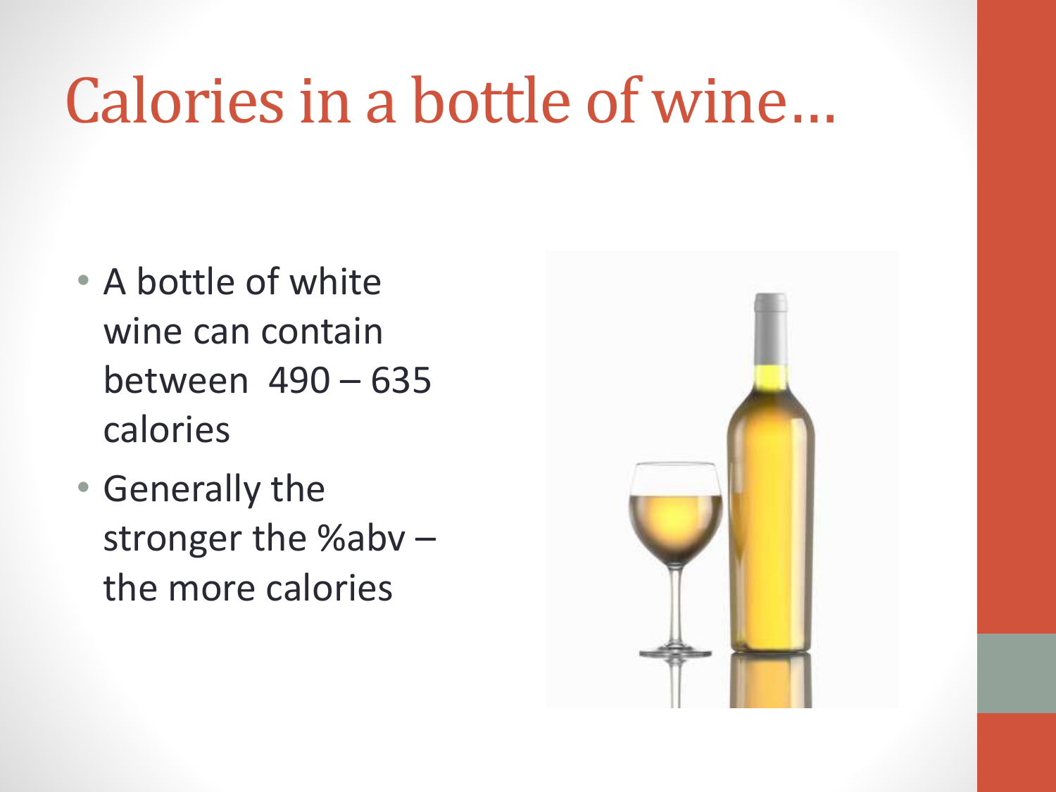# Calories in a bottle of wine…

- A bottle of white wine can contain between 490 – 635 calories
- Generally the stronger the %abv – the more calories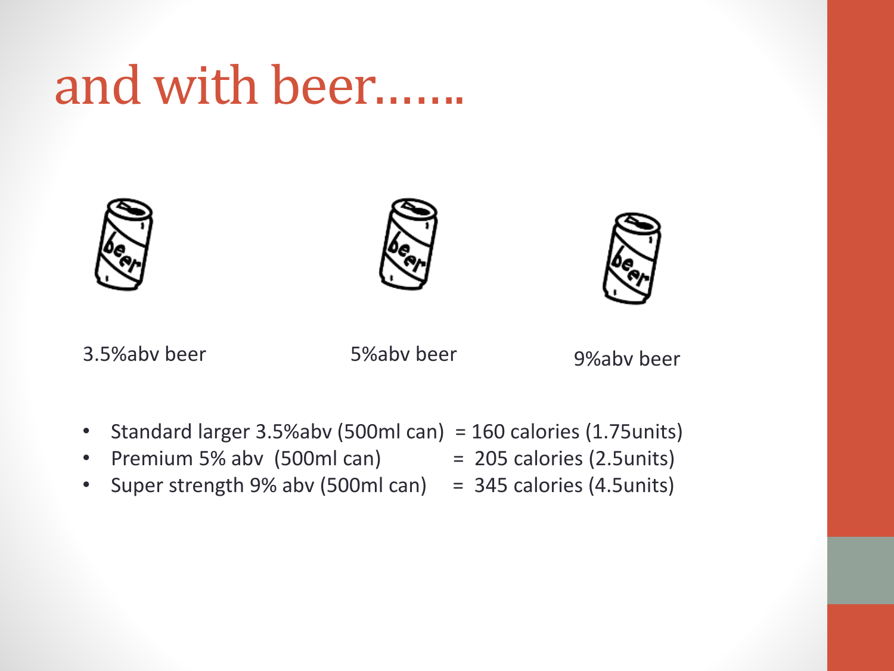# and with beer…….

3.5%abv beer

5%abv beer

9%abv beer

- Standard larger 3.5%abv (500ml can) = 160 calories (1.75units)
- Premium 5% abv (500ml can) = 205 calories (2.5units)
- Super strength 9% abv (500ml can) = 345 calories (4.5units)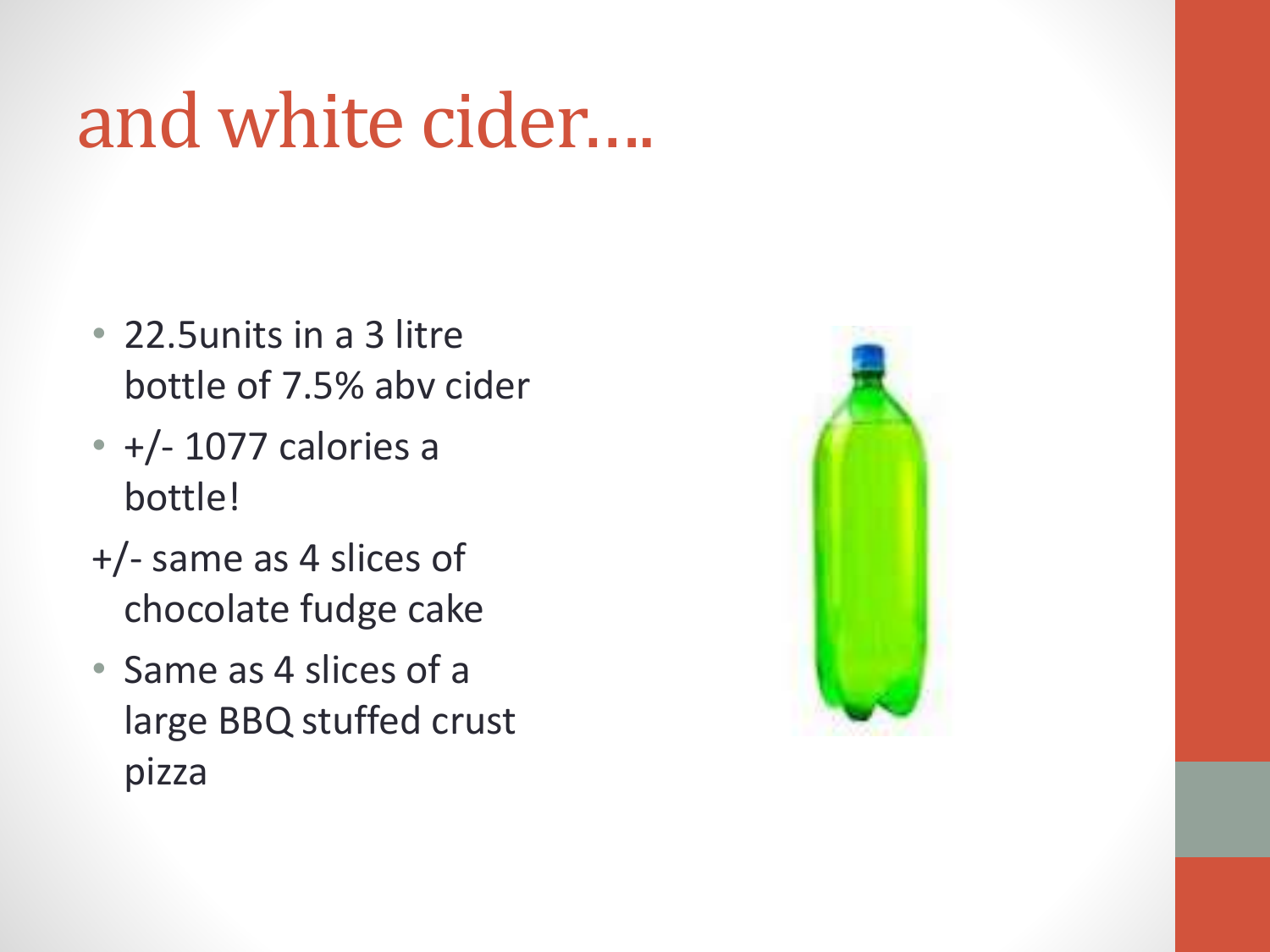# and white cider….

- 22.5units in a 3 litre bottle of 7.5% abv cider
- +/- 1077 calories a bottle!

+/- same as 4 slices of chocolate fudge cake

- Same as 4 slices of a large BBQ stuffed crust pizza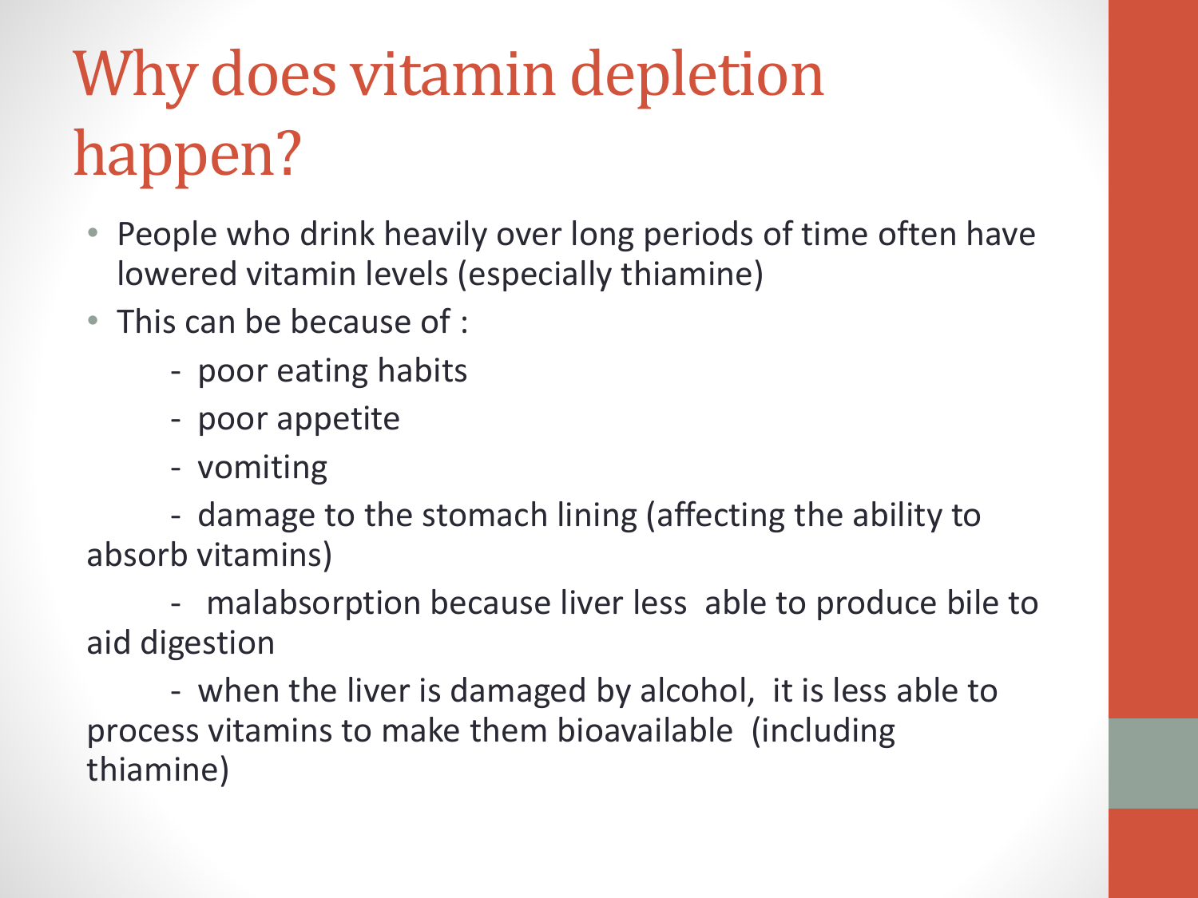# Why does vitamin depletion happen?

- People who drink heavily over long periods of time often have lowered vitamin levels (especially thiamine)
- This can be because of :
  - poor eating habits
  - poor appetite
  - vomiting
  - damage to the stomach lining (affecting the ability to absorb vitamins)
  - malabsorption because liver less able to produce bile to aid digestion
  - when the liver is damaged by alcohol, it is less able to process vitamins to make them bioavailable (including thiamine)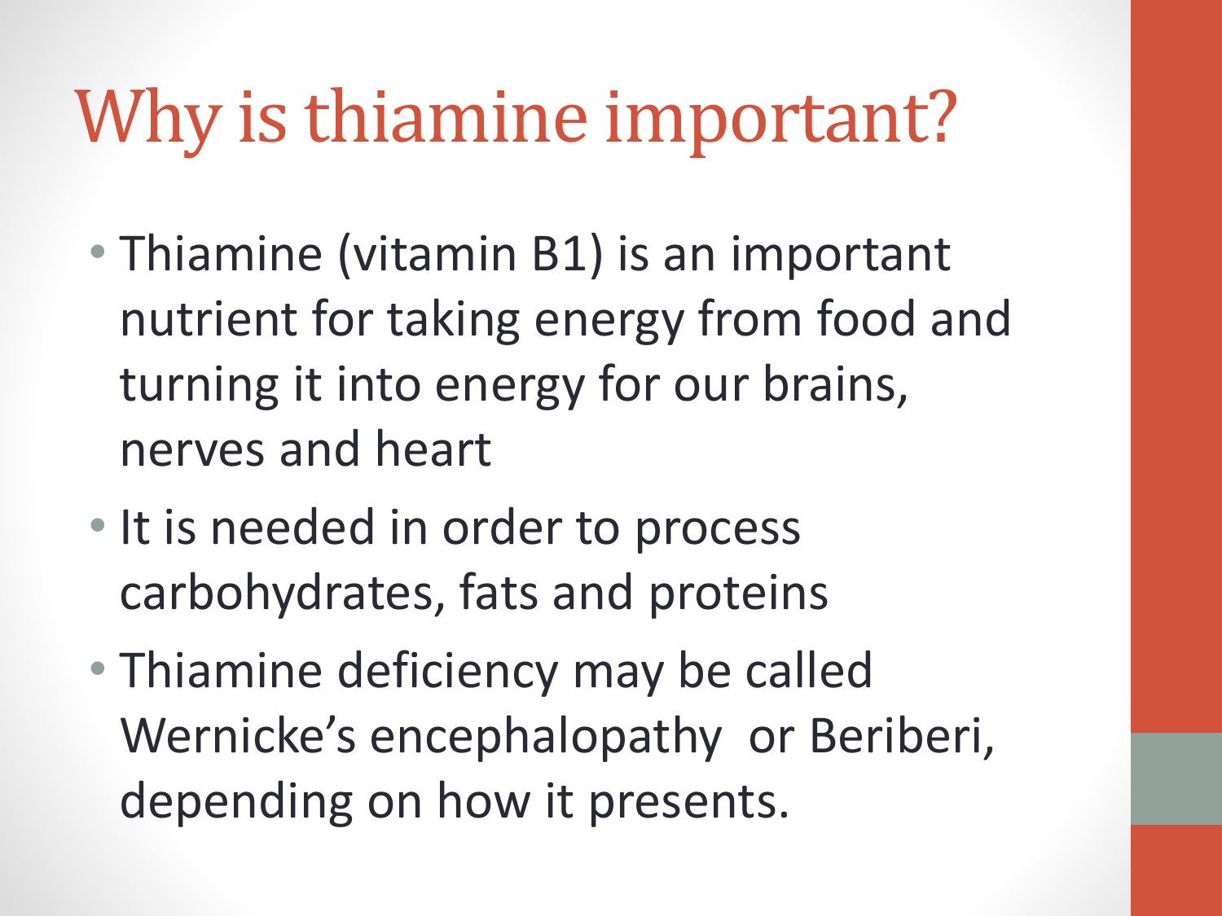# Why is thiamine important?

- Thiamine (vitamin B1) is an important nutrient for taking energy from food and turning it into energy for our brains, nerves and heart
- It is needed in order to process carbohydrates, fats and proteins
- Thiamine deficiency may be called Wernicke's encephalopathy or Beriberi, depending on how it presents.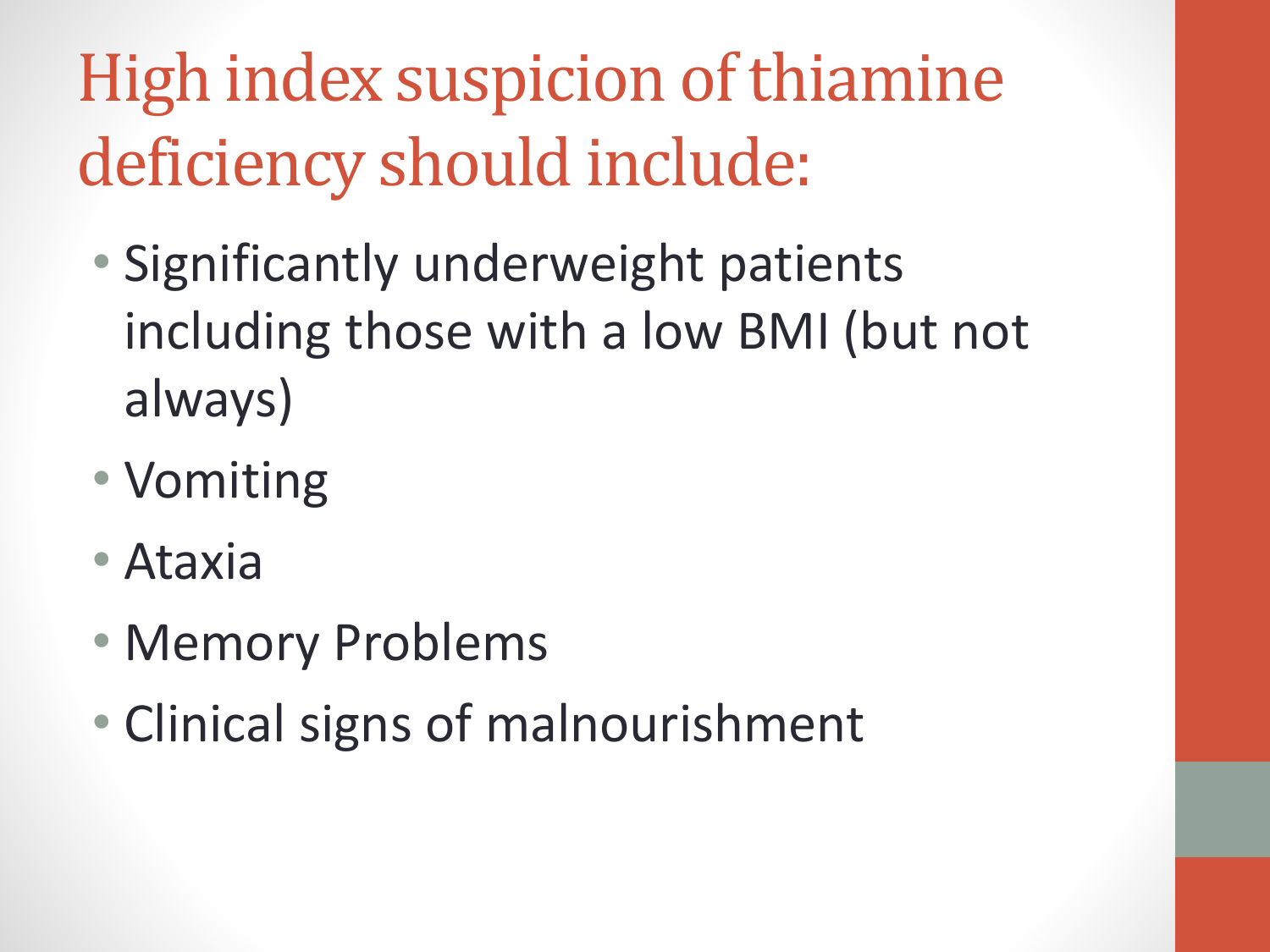# High index suspicion of thiamine deficiency should include:

- Significantly underweight patients including those with a low BMI (but not always)
- Vomiting
- Ataxia
- Memory Problems
- Clinical signs of malnourishment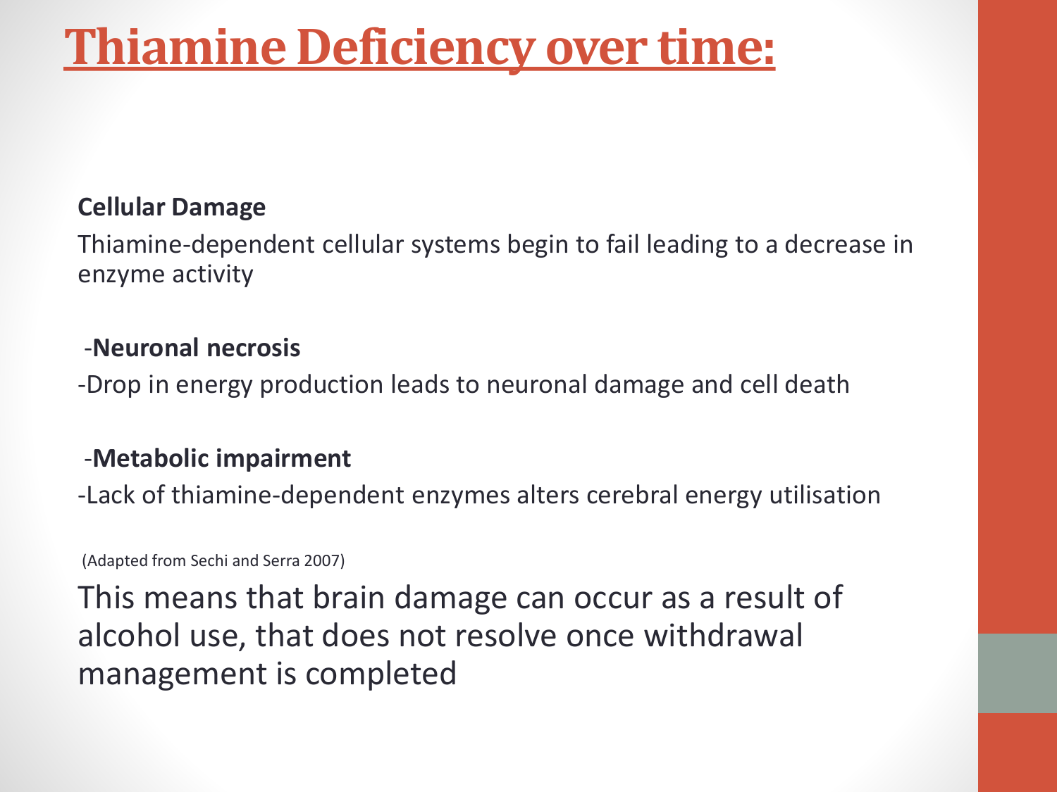# Thiamine Deficiency over time:

**Cellular Damage**

Thiamine-dependent cellular systems begin to fail leading to a decrease in enzyme activity

-**Neuronal necrosis**

-Drop in energy production leads to neuronal damage and cell death

-**Metabolic impairment**

-Lack of thiamine-dependent enzymes alters cerebral energy utilisation

(Adapted from Sechi and Serra 2007)

This means that brain damage can occur as a result of alcohol use, that does not resolve once withdrawal management is completed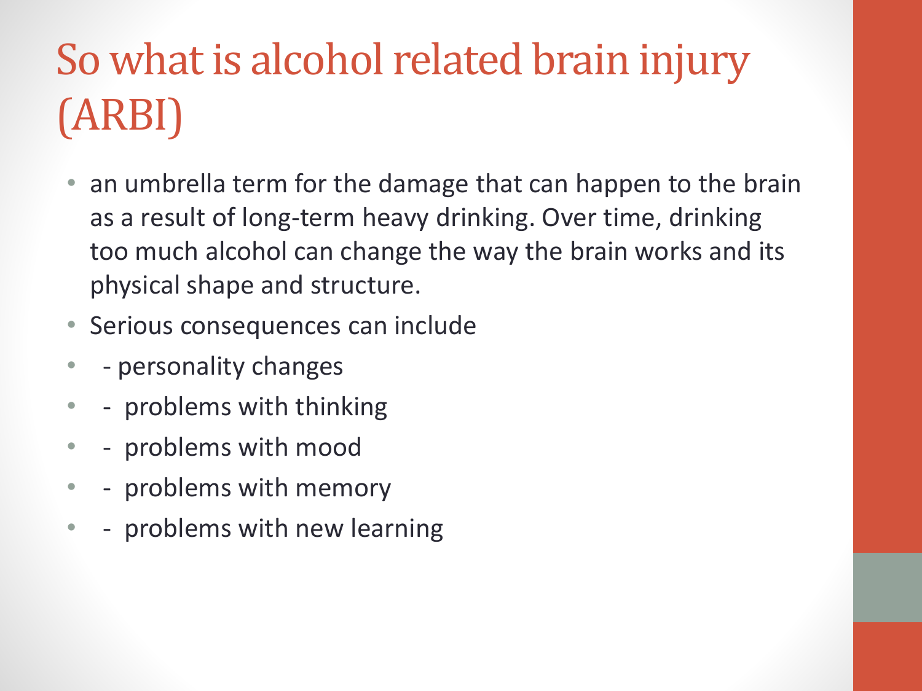# So what is alcohol related brain injury (ARBI)

- an umbrella term for the damage that can happen to the brain as a result of long-term heavy drinking. Over time, drinking too much alcohol can change the way the brain works and its physical shape and structure.
- Serious consequences can include
- - personality changes
- - problems with thinking
- - problems with mood
- - problems with memory
- - problems with new learning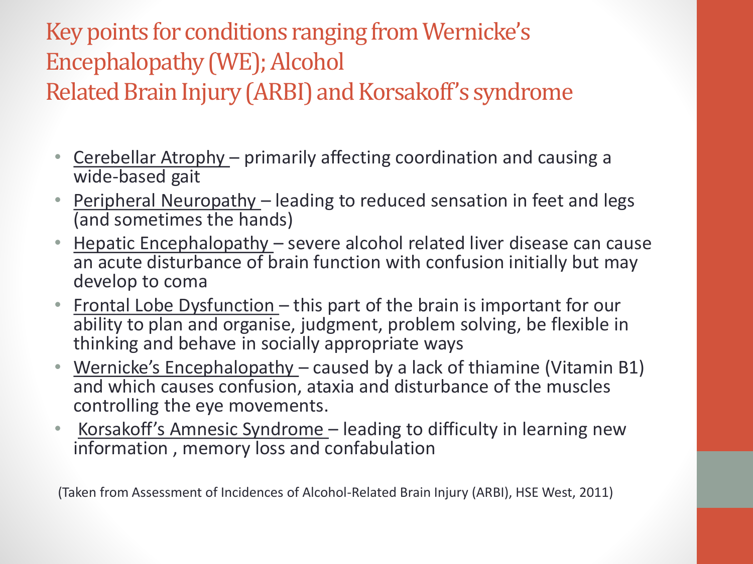# Key points for conditions ranging from Wernicke's Encephalopathy (WE); Alcohol Related Brain Injury (ARBI) and Korsakoff's syndrome

- Cerebellar Atrophy – primarily affecting coordination and causing a wide-based gait
- Peripheral Neuropathy – leading to reduced sensation in feet and legs (and sometimes the hands)
- Hepatic Encephalopathy – severe alcohol related liver disease can cause an acute disturbance of brain function with confusion initially but may develop to coma
- Frontal Lobe Dysfunction – this part of the brain is important for our ability to plan and organise, judgment, problem solving, be flexible in thinking and behave in socially appropriate ways
- Wernicke's Encephalopathy – caused by a lack of thiamine (Vitamin B1) and which causes confusion, ataxia and disturbance of the muscles controlling the eye movements.
- Korsakoff's Amnesic Syndrome – leading to difficulty in learning new information , memory loss and confabulation

(Taken from Assessment of Incidences of Alcohol-Related Brain Injury (ARBI), HSE West, 2011)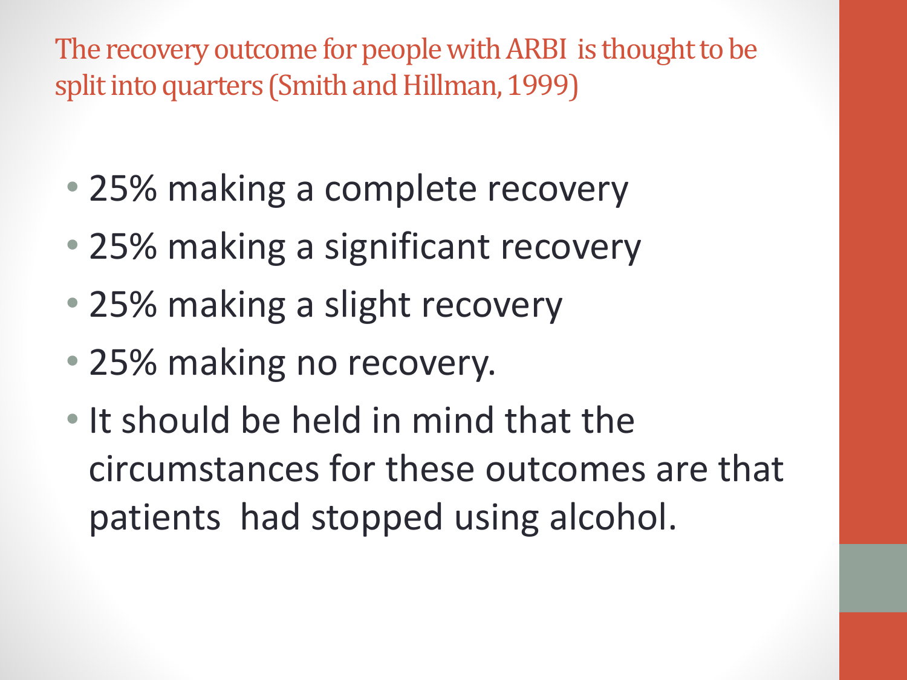## The recovery outcome for people with ARBI is thought to be split into quarters (Smith and Hillman, 1999)

- 25% making a complete recovery
- 25% making a significant recovery
- 25% making a slight recovery
- 25% making no recovery.
- It should be held in mind that the circumstances for these outcomes are that patients had stopped using alcohol.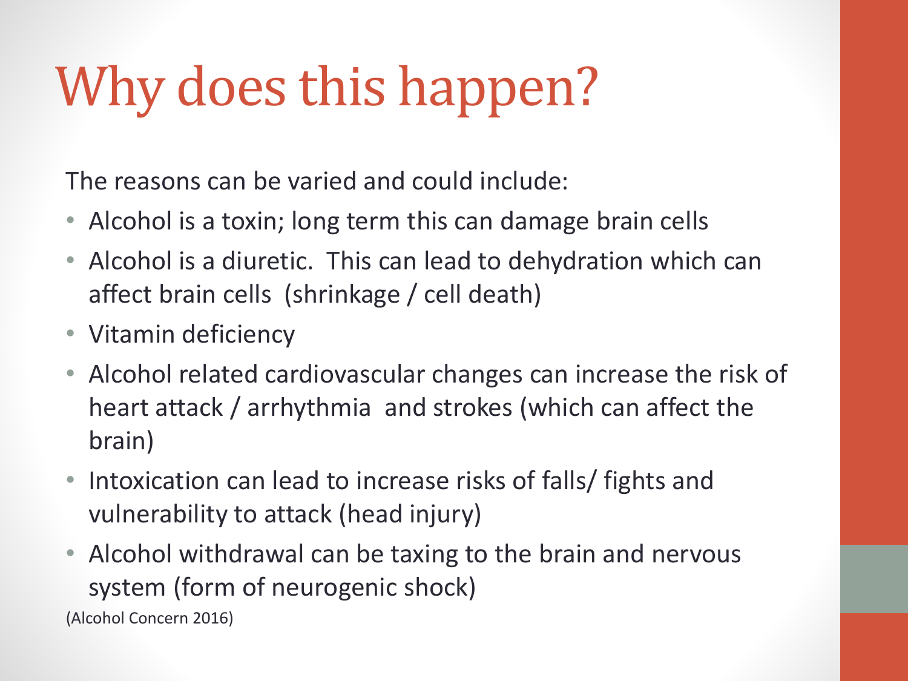# Why does this happen?

The reasons can be varied and could include:

- Alcohol is a toxin; long term this can damage brain cells
- Alcohol is a diuretic. This can lead to dehydration which can affect brain cells (shrinkage / cell death)
- Vitamin deficiency
- Alcohol related cardiovascular changes can increase the risk of heart attack / arrhythmia and strokes (which can affect the brain)
- Intoxication can lead to increase risks of falls/ fights and vulnerability to attack (head injury)
- Alcohol withdrawal can be taxing to the brain and nervous system (form of neurogenic shock)

(Alcohol Concern 2016)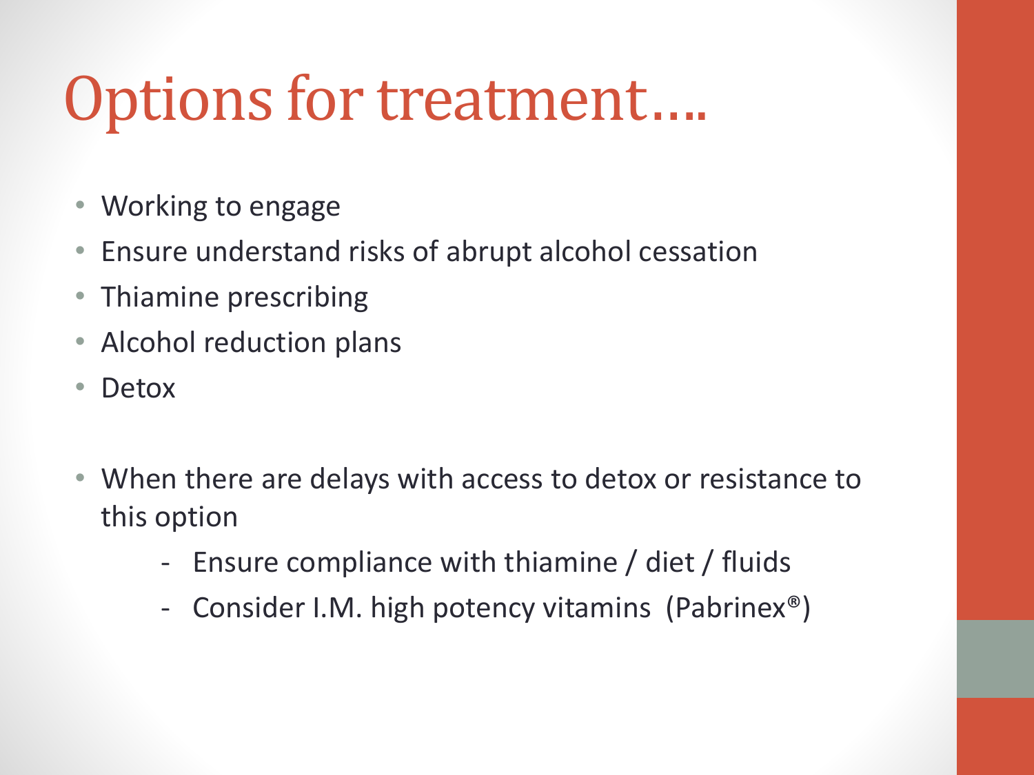# Options for treatment….

- Working to engage
- Ensure understand risks of abrupt alcohol cessation
- Thiamine prescribing
- Alcohol reduction plans
- Detox

- When there are delays with access to detox or resistance to this option
  - Ensure compliance with thiamine / diet / fluids
  - Consider I.M. high potency vitamins (Pabrinex®)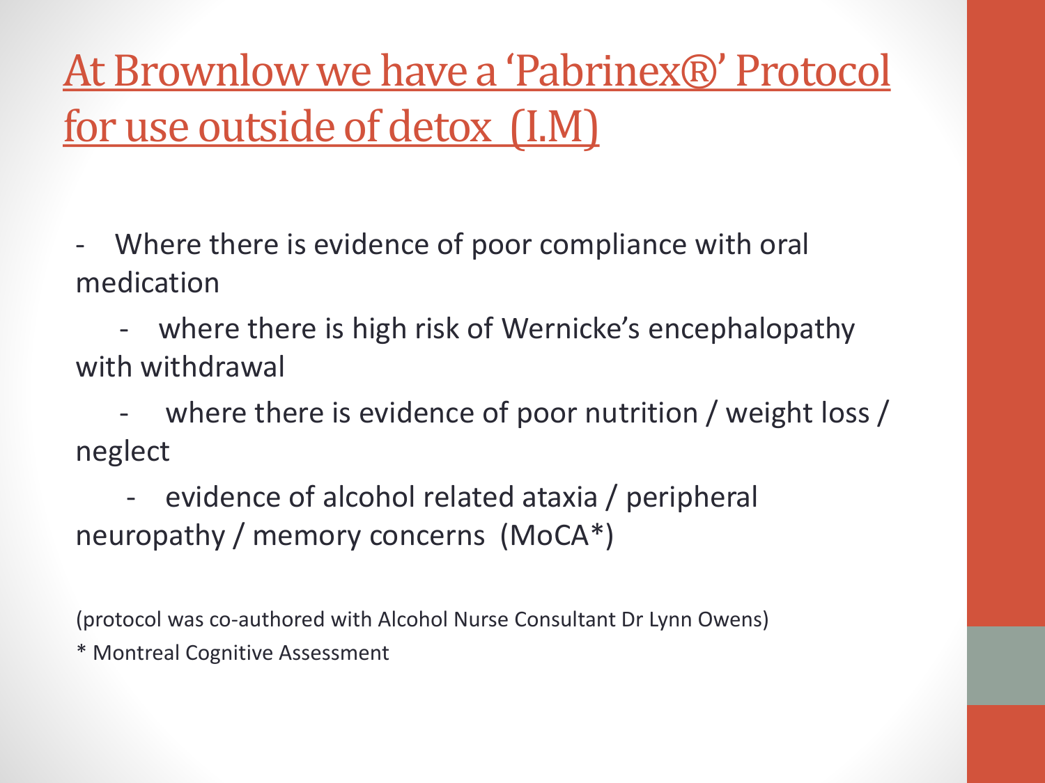# At Brownlow we have a 'Pabrinex®' Protocol for use outside of detox (I.M)

- Where there is evidence of poor compliance with oral medication
- where there is high risk of Wernicke's encephalopathy with withdrawal
- where there is evidence of poor nutrition / weight loss / neglect
- evidence of alcohol related ataxia / peripheral neuropathy / memory concerns (MoCA*)

(protocol was co-authored with Alcohol Nurse Consultant Dr Lynn Owens)

* Montreal Cognitive Assessment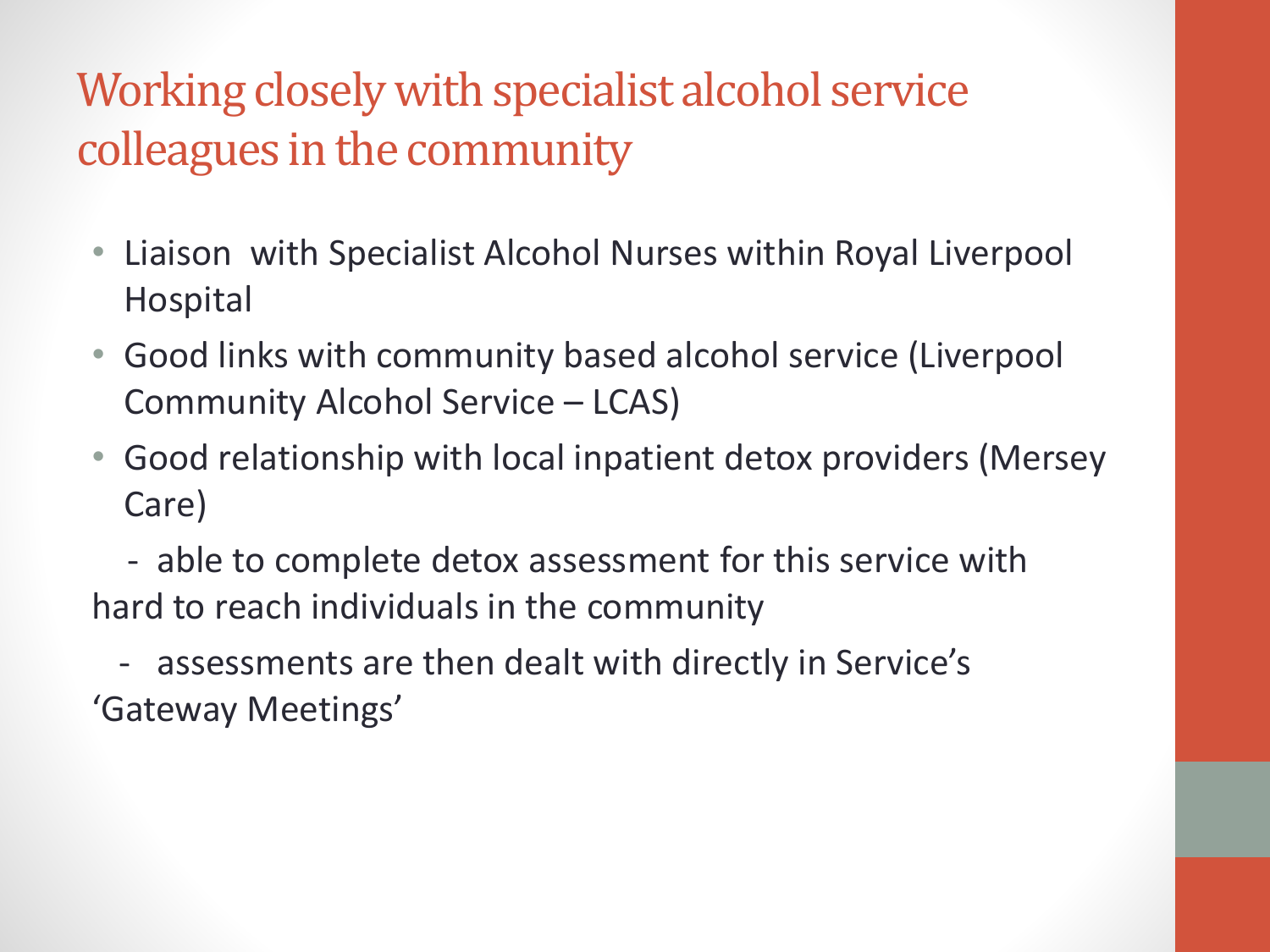# Working closely with specialist alcohol service colleagues in the community

- Liaison with Specialist Alcohol Nurses within Royal Liverpool Hospital
- Good links with community based alcohol service (Liverpool Community Alcohol Service – LCAS)
- Good relationship with local inpatient detox providers (Mersey Care)

  - able to complete detox assessment for this service with hard to reach individuals in the community

  - assessments are then dealt with directly in Service's 'Gateway Meetings'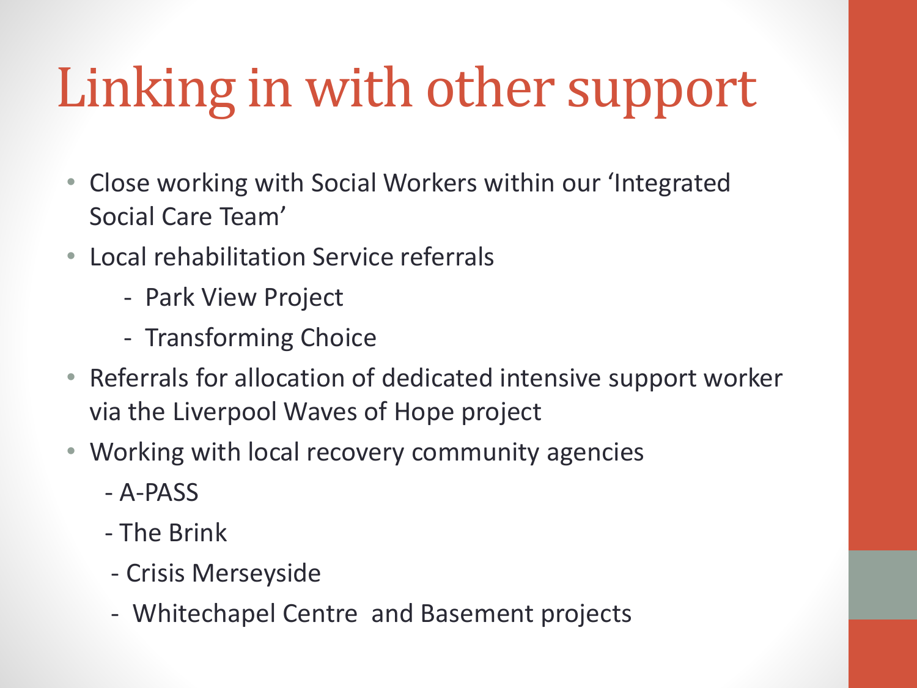# Linking in with other support

- Close working with Social Workers within our 'Integrated Social Care Team'
- Local rehabilitation Service referrals
  - Park View Project
  - Transforming Choice
- Referrals for allocation of dedicated intensive support worker via the Liverpool Waves of Hope project
- Working with local recovery community agencies
  - A-PASS
  - The Brink
  - Crisis Merseyside
  - Whitechapel Centre and Basement projects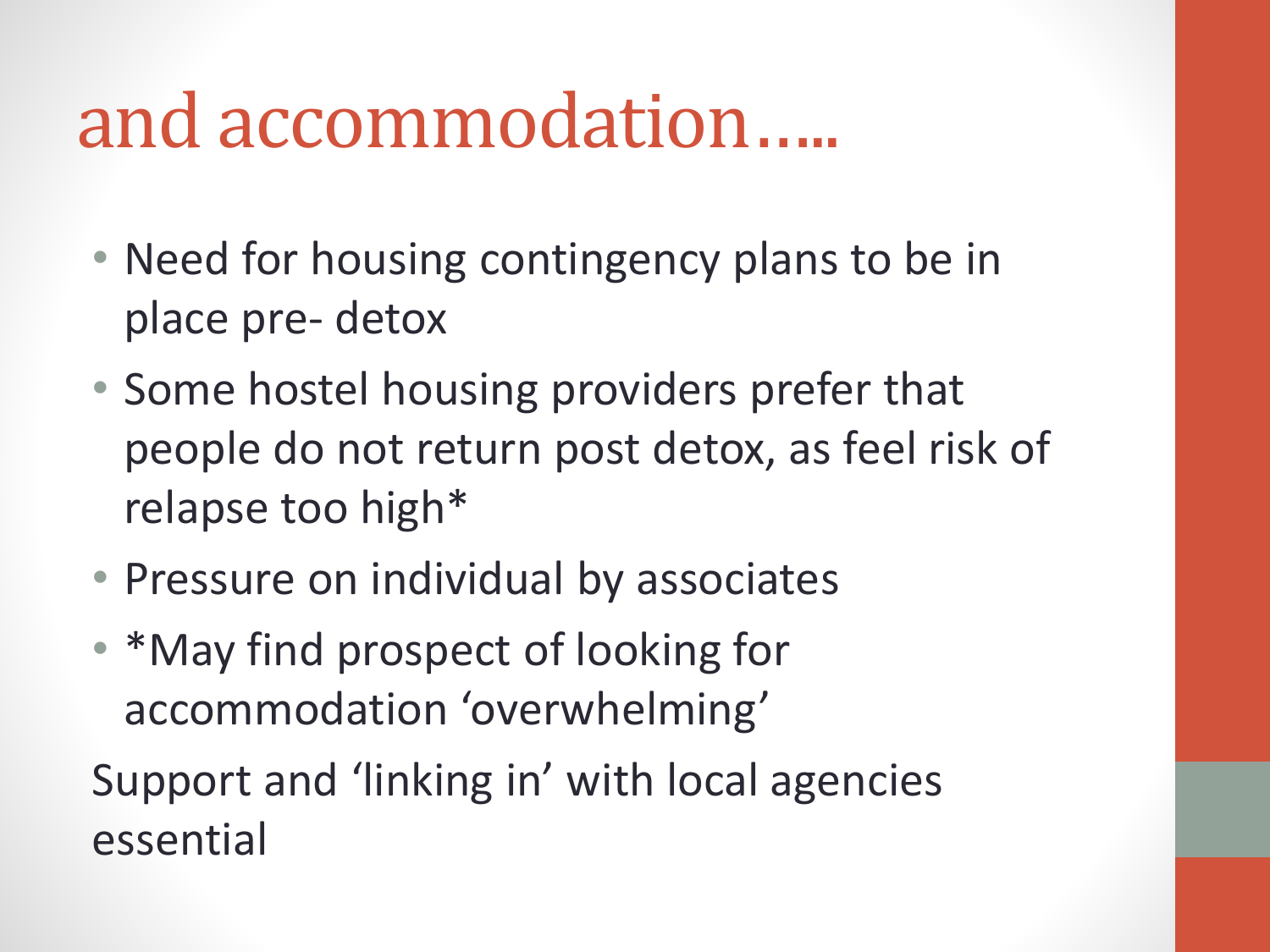# and accommodation…..

- Need for housing contingency plans to be in place pre- detox
- Some hostel housing providers prefer that people do not return post detox, as feel risk of relapse too high*
- Pressure on individual by associates
- *May find prospect of looking for accommodation 'overwhelming'

Support and 'linking in' with local agencies essential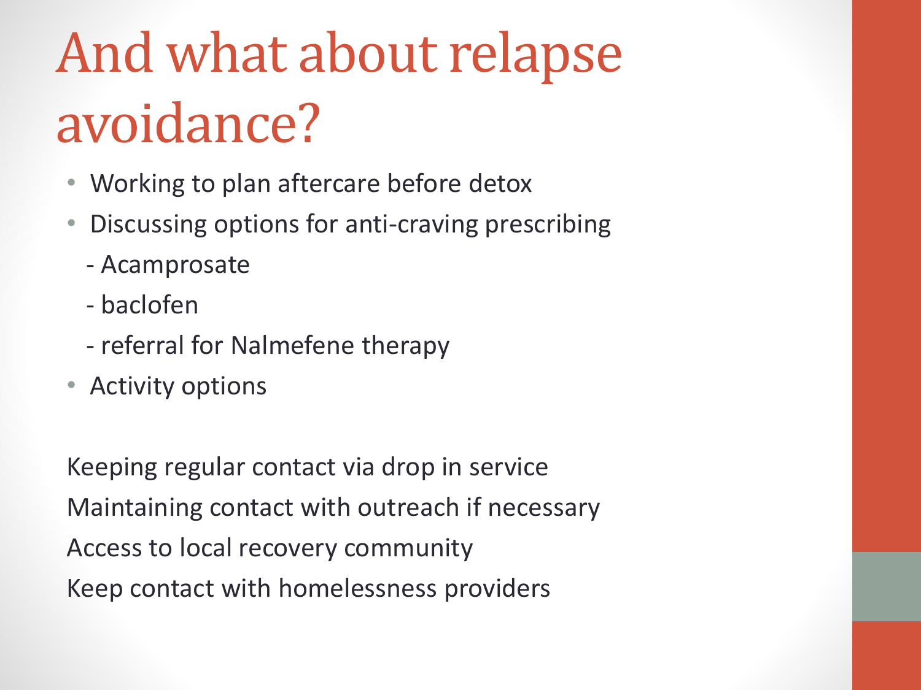# And what about relapse avoidance?

- Working to plan aftercare before detox
- Discussing options for anti-craving prescribing
  - Acamprosate
  - baclofen
  - referral for Nalmefene therapy
- Activity options

Keeping regular contact via drop in service

Maintaining contact with outreach if necessary

Access to local recovery community

Keep contact with homelessness providers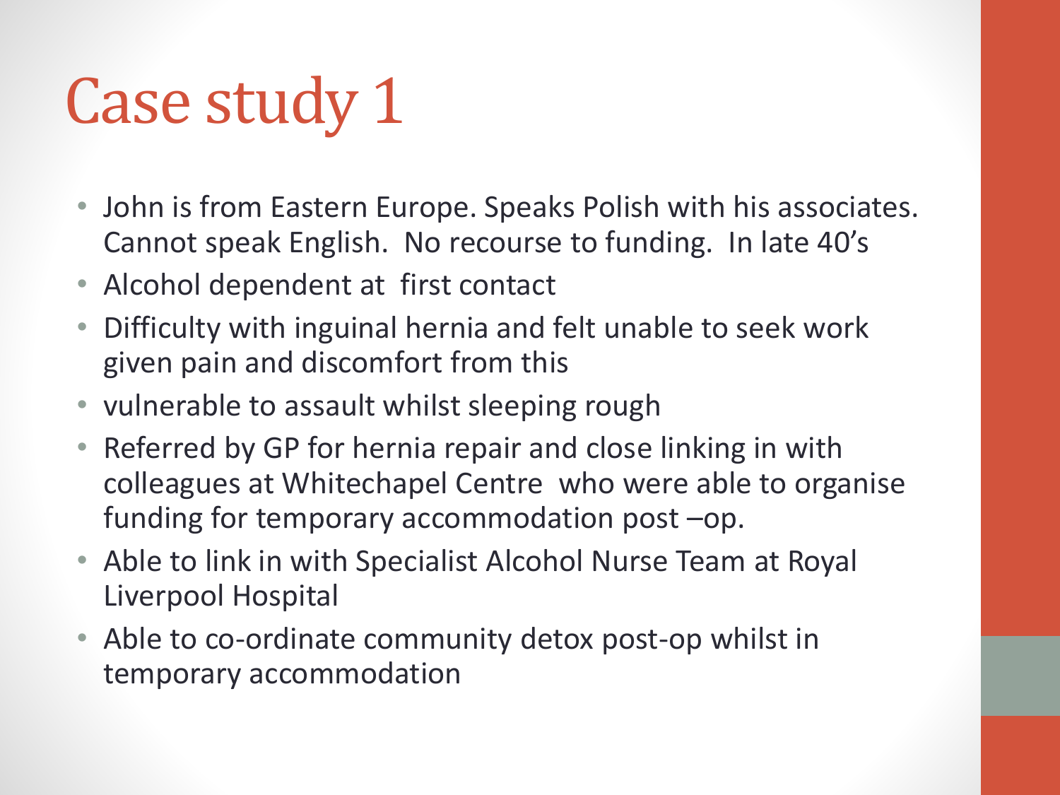# Case study 1

- John is from Eastern Europe. Speaks Polish with his associates. Cannot speak English.  No recourse to funding.  In late 40's
- Alcohol dependent at  first contact
- Difficulty with inguinal hernia and felt unable to seek work given pain and discomfort from this
- vulnerable to assault whilst sleeping rough
- Referred by GP for hernia repair and close linking in with colleagues at Whitechapel Centre  who were able to organise funding for temporary accommodation post –op.
- Able to link in with Specialist Alcohol Nurse Team at Royal Liverpool Hospital
- Able to co-ordinate community detox post-op whilst in temporary accommodation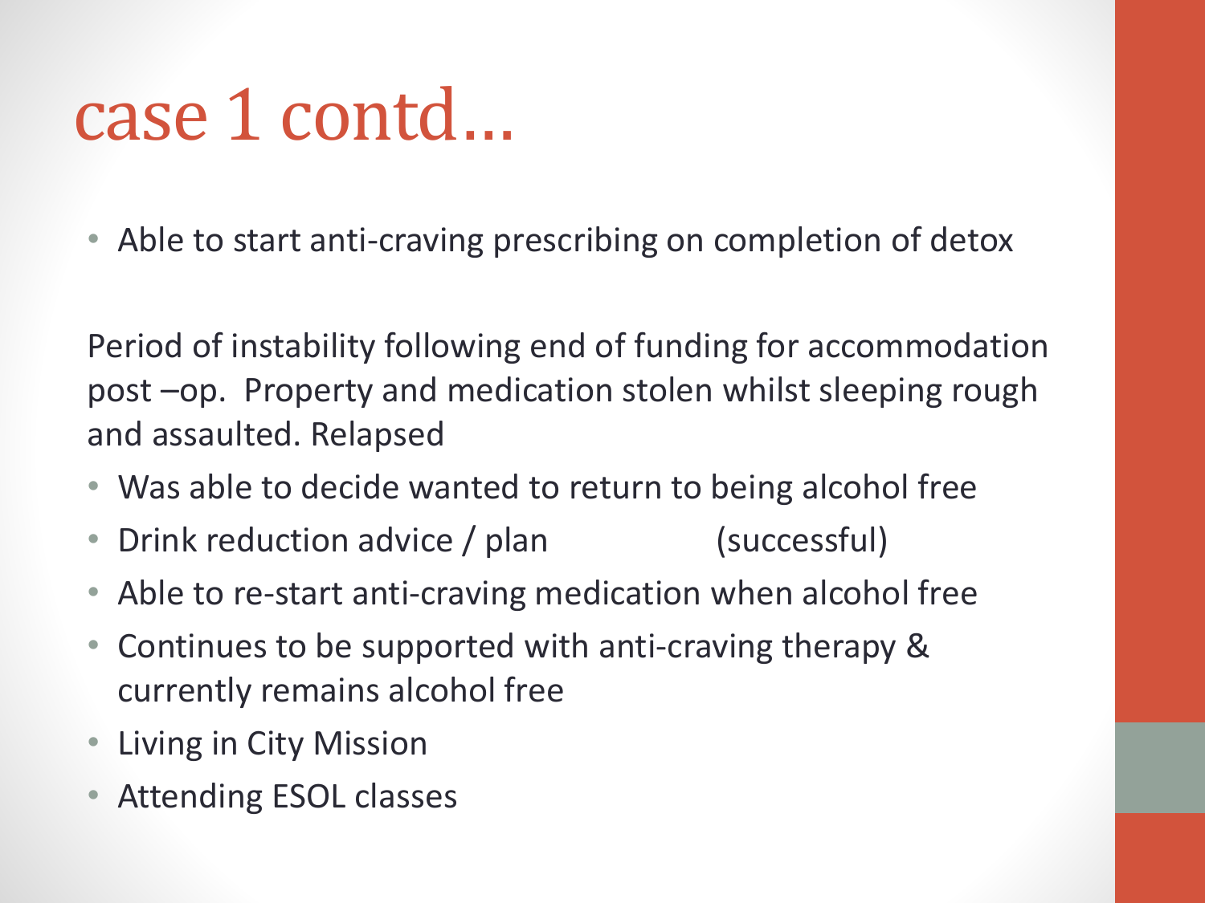# case 1 contd…

- Able to start anti-craving prescribing on completion of detox

Period of instability following end of funding for accommodation post –op. Property and medication stolen whilst sleeping rough and assaulted. Relapsed

- Was able to decide wanted to return to being alcohol free
- Drink reduction advice / plan (successful)
- Able to re-start anti-craving medication when alcohol free
- Continues to be supported with anti-craving therapy & currently remains alcohol free
- Living in City Mission
- Attending ESOL classes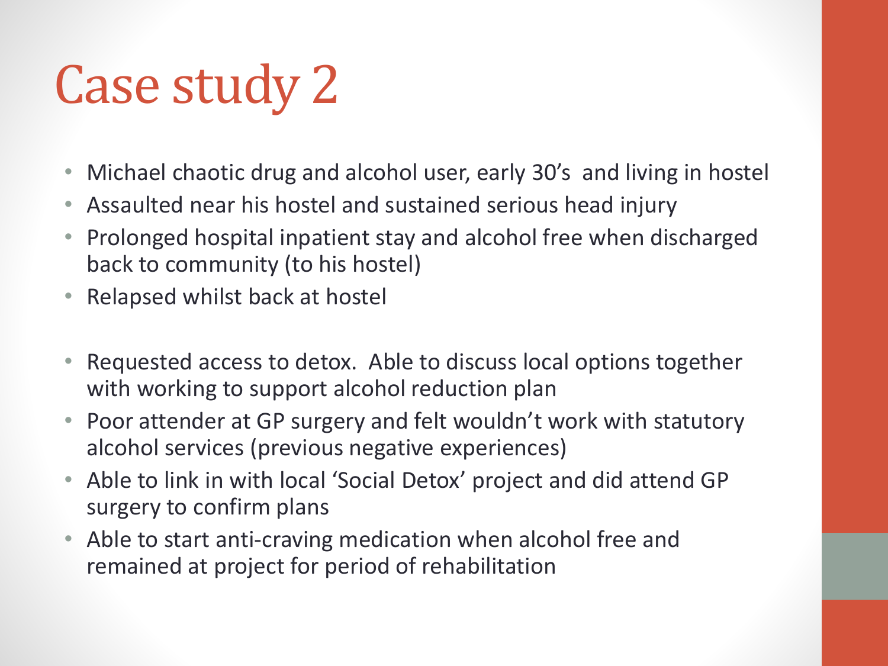# Case study 2

- Michael chaotic drug and alcohol user, early 30's and living in hostel
- Assaulted near his hostel and sustained serious head injury
- Prolonged hospital inpatient stay and alcohol free when discharged back to community (to his hostel)
- Relapsed whilst back at hostel

- Requested access to detox. Able to discuss local options together with working to support alcohol reduction plan
- Poor attender at GP surgery and felt wouldn't work with statutory alcohol services (previous negative experiences)
- Able to link in with local 'Social Detox' project and did attend GP surgery to confirm plans
- Able to start anti-craving medication when alcohol free and remained at project for period of rehabilitation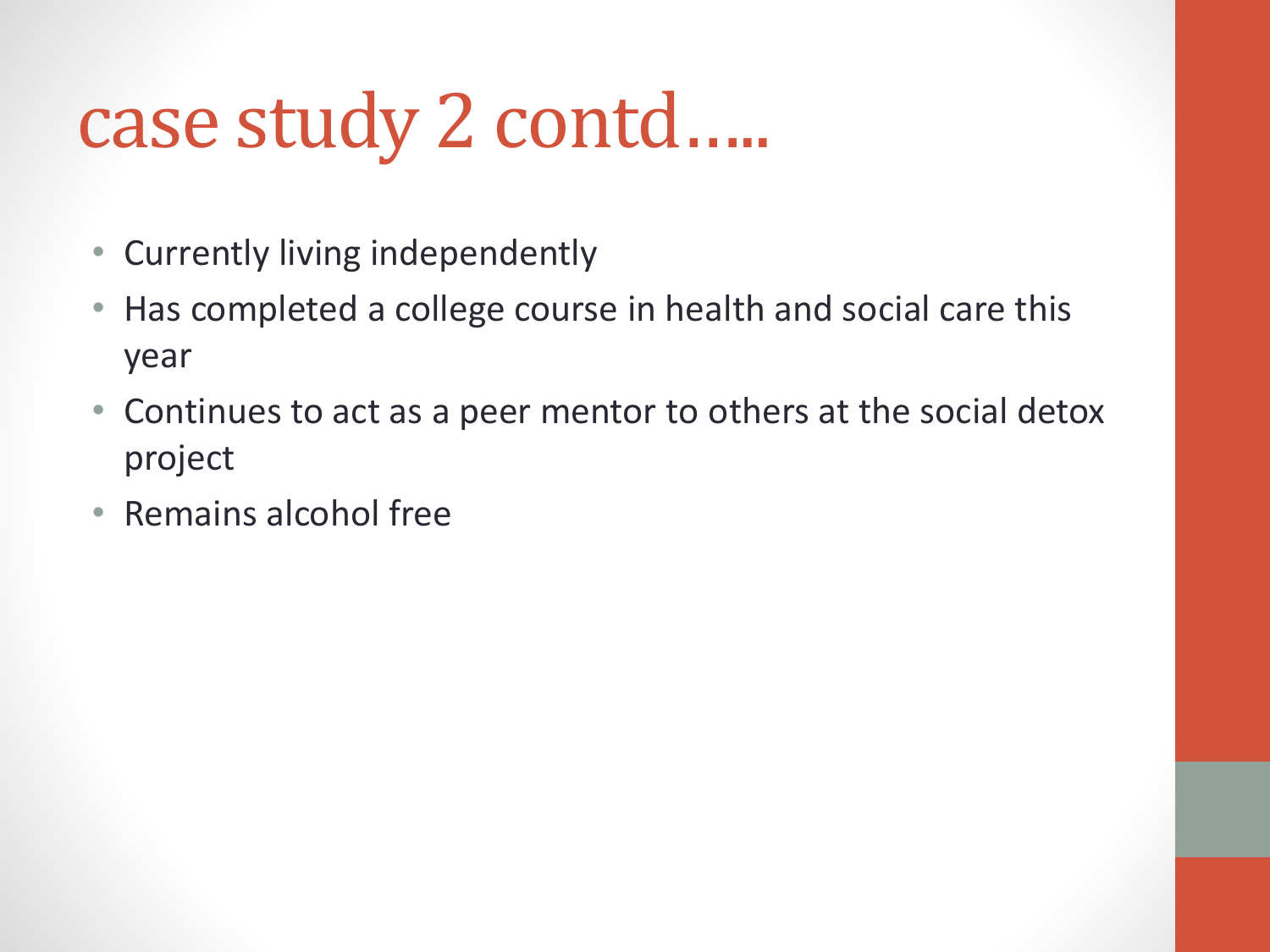# case study 2 contd…..

- Currently living independently
- Has completed a college course in health and social care this year
- Continues to act as a peer mentor to others at the social detox project
- Remains alcohol free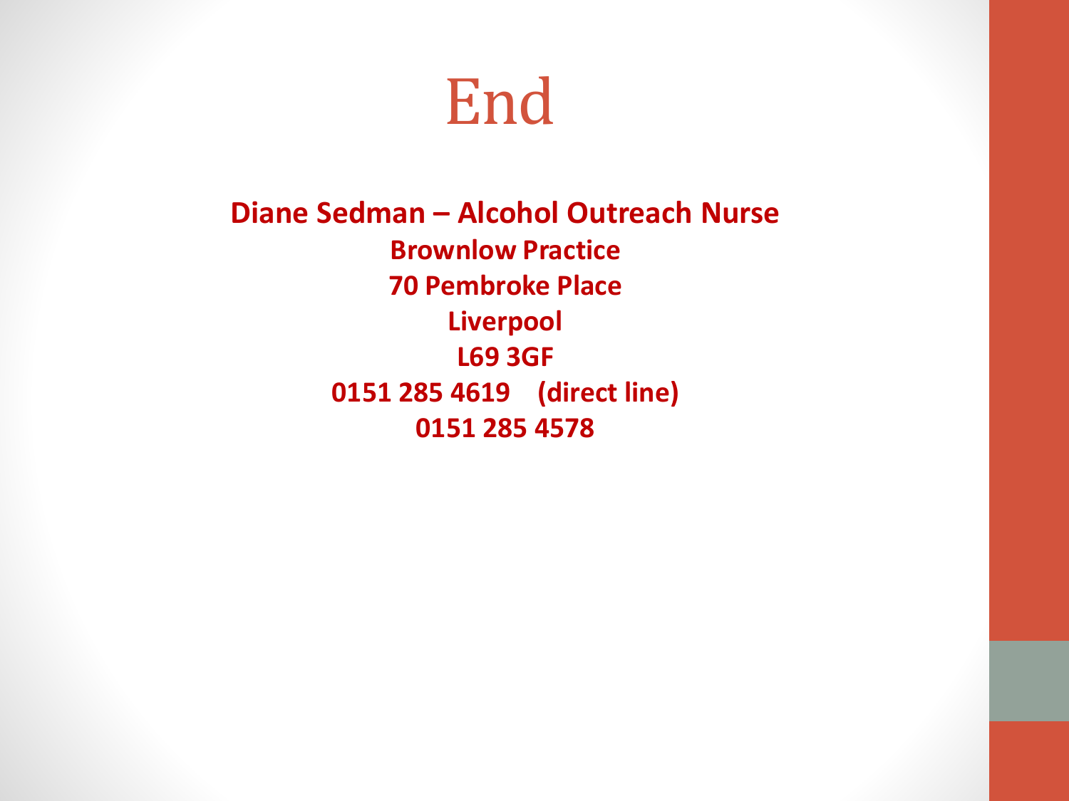# End

**Diane Sedman – Alcohol Outreach Nurse**

**Brownlow Practice**

**70 Pembroke Place**

**Liverpool**

**L69 3GF**

**0151 285 4619 (direct line)**

**0151 285 4578**